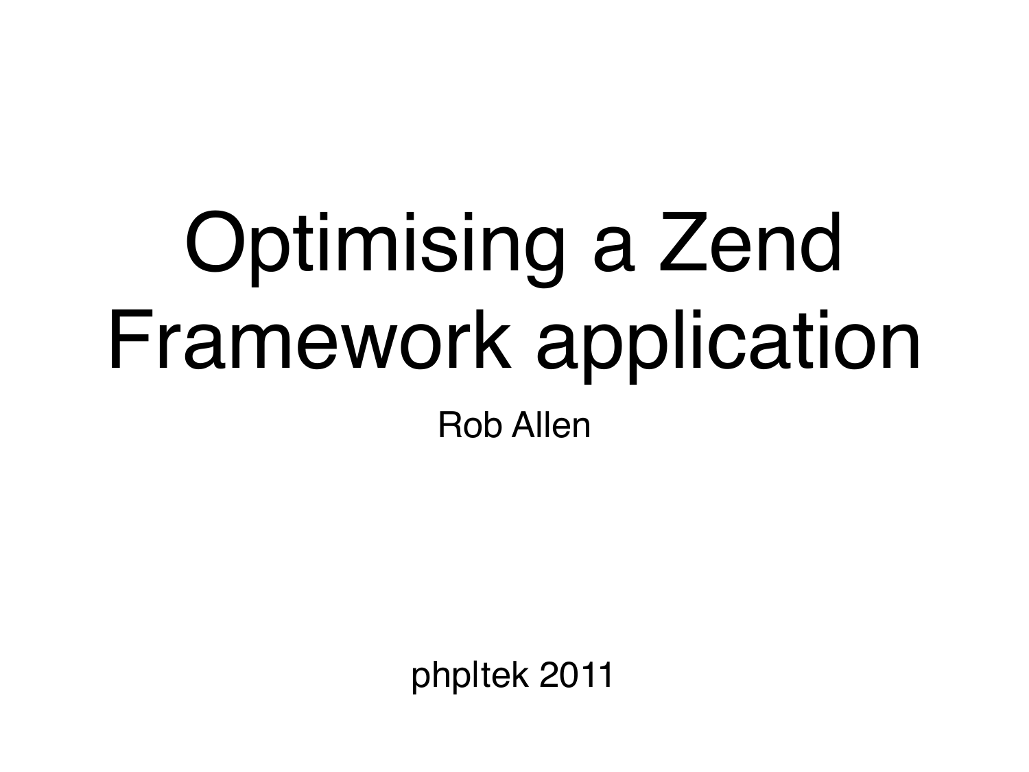# Optimising a Zend Framework application

Rob Allen

phpltek 2011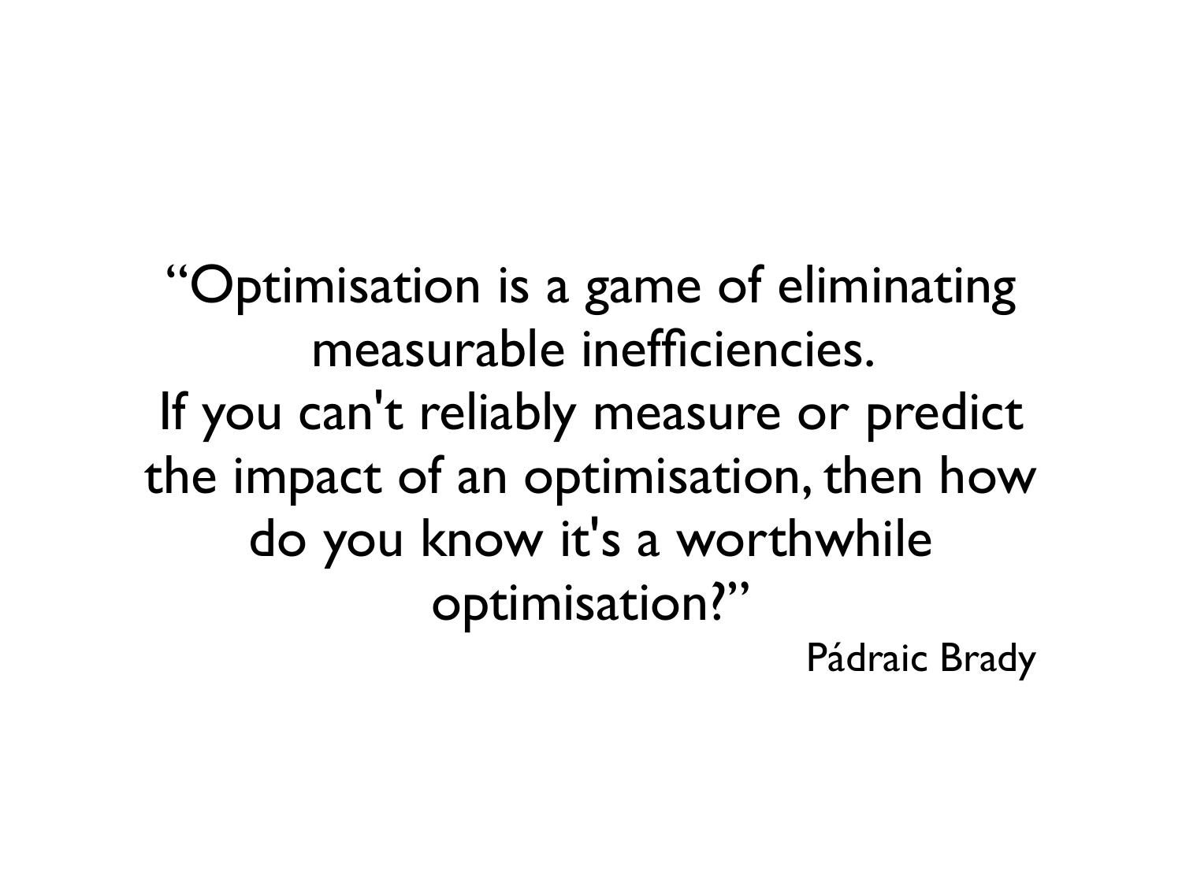"Optimisation is a game of eliminating measurable inefficiencies.
If you can't reliably measure or predict the impact of an optimisation, then how do you know it's a worthwhile optimisation?"

Pádraic Brady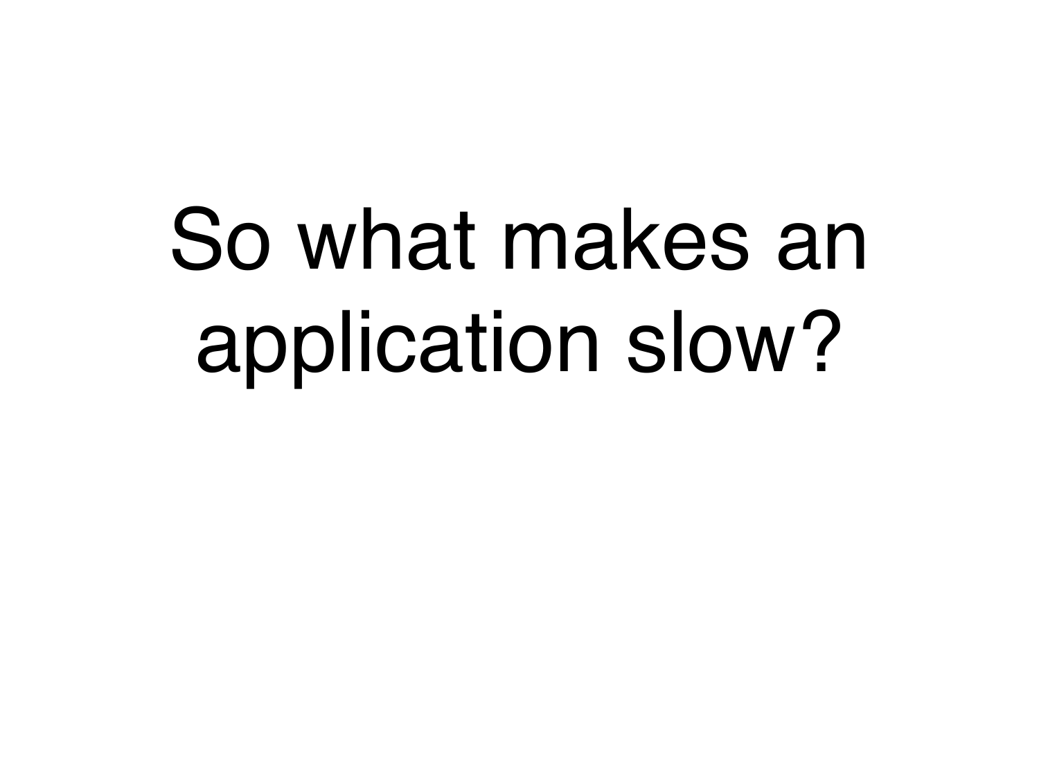# So what makes an application slow?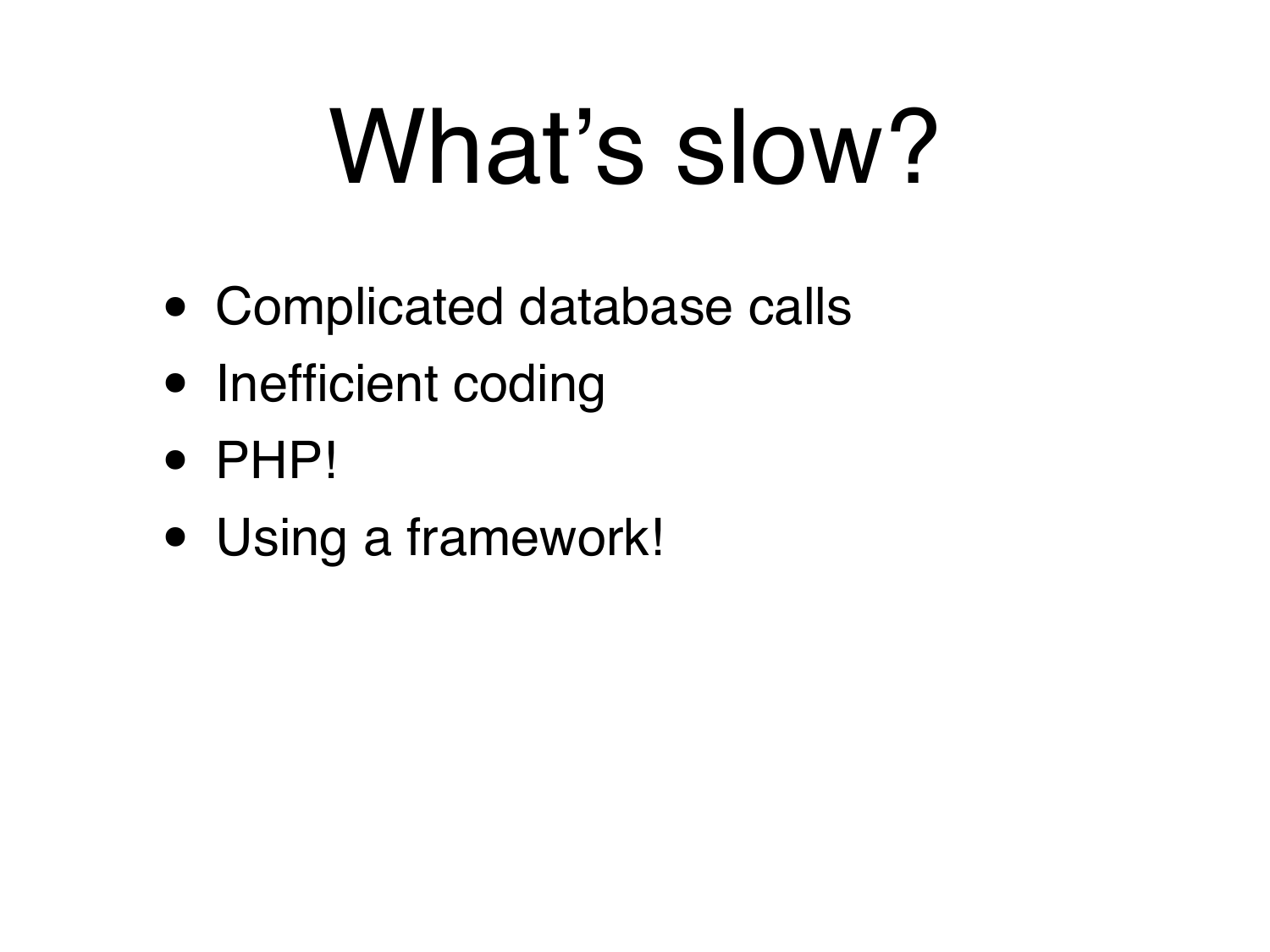# What's slow?

- Complicated database calls
- Inefficient coding
- PHP!
- Using a framework!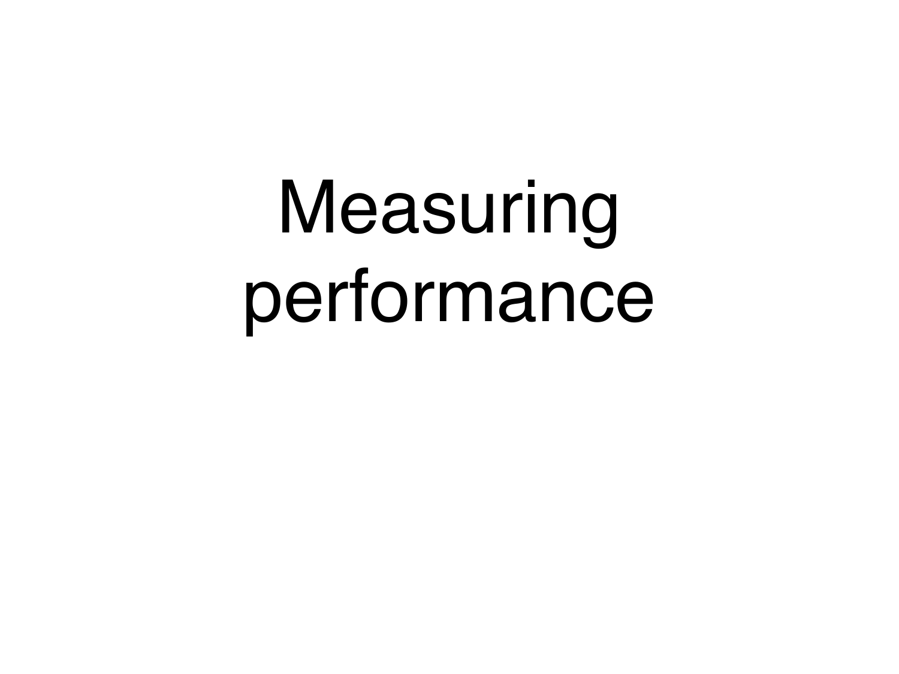# Measuring performance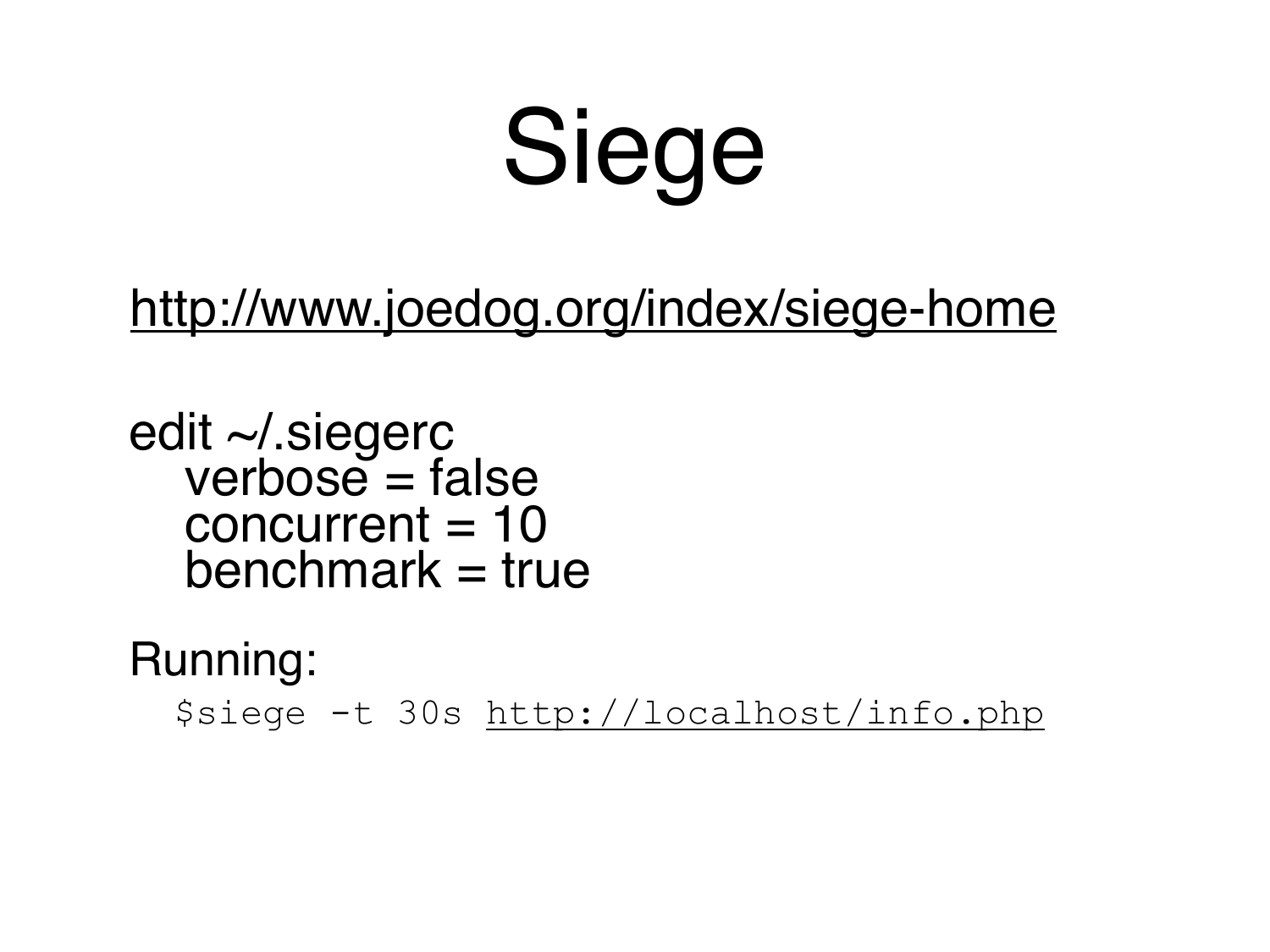# Siege

http://www.joedog.org/index/siege-home

edit ~/.siegerc

```
verbose = false
concurrent = 10
benchmark = true
```

Running:

```
$siege -t 30s http://localhost/info.php
```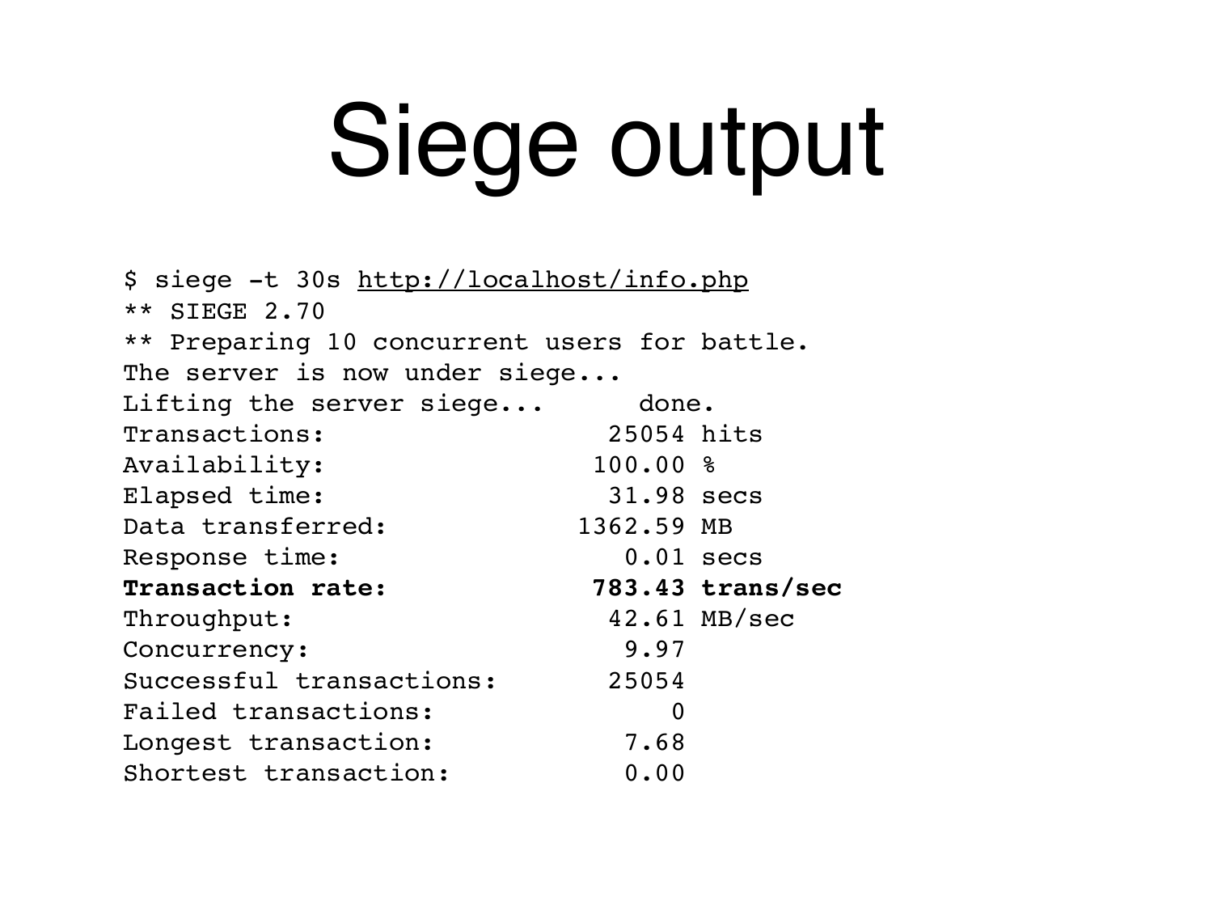# Siege output

```
$ siege -t 30s http://localhost/info.php
** SIEGE 2.70
** Preparing 10 concurrent users for battle.
The server is now under siege...
Lifting the server siege...      done.
Transactions:                   25054 hits
Availability:                  100.00 %
Elapsed time:                   31.98 secs
Data transferred:             1362.59 MB
Response time:                   0.01 secs
Transaction rate:              783.43 trans/sec
Throughput:                     42.61 MB/sec
Concurrency:                     9.97
Successful transactions:        25054
Failed transactions:                0
Longest transaction:             7.68
Shortest transaction:            0.00
```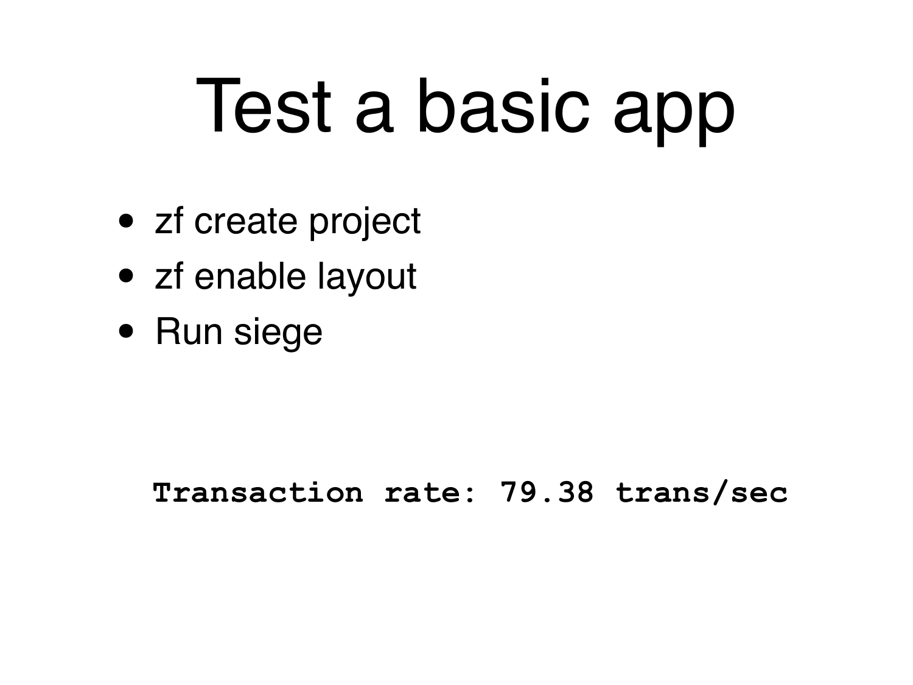# Test a basic app

- zf create project
- zf enable layout
- Run siege

```
Transaction rate: 79.38 trans/sec
```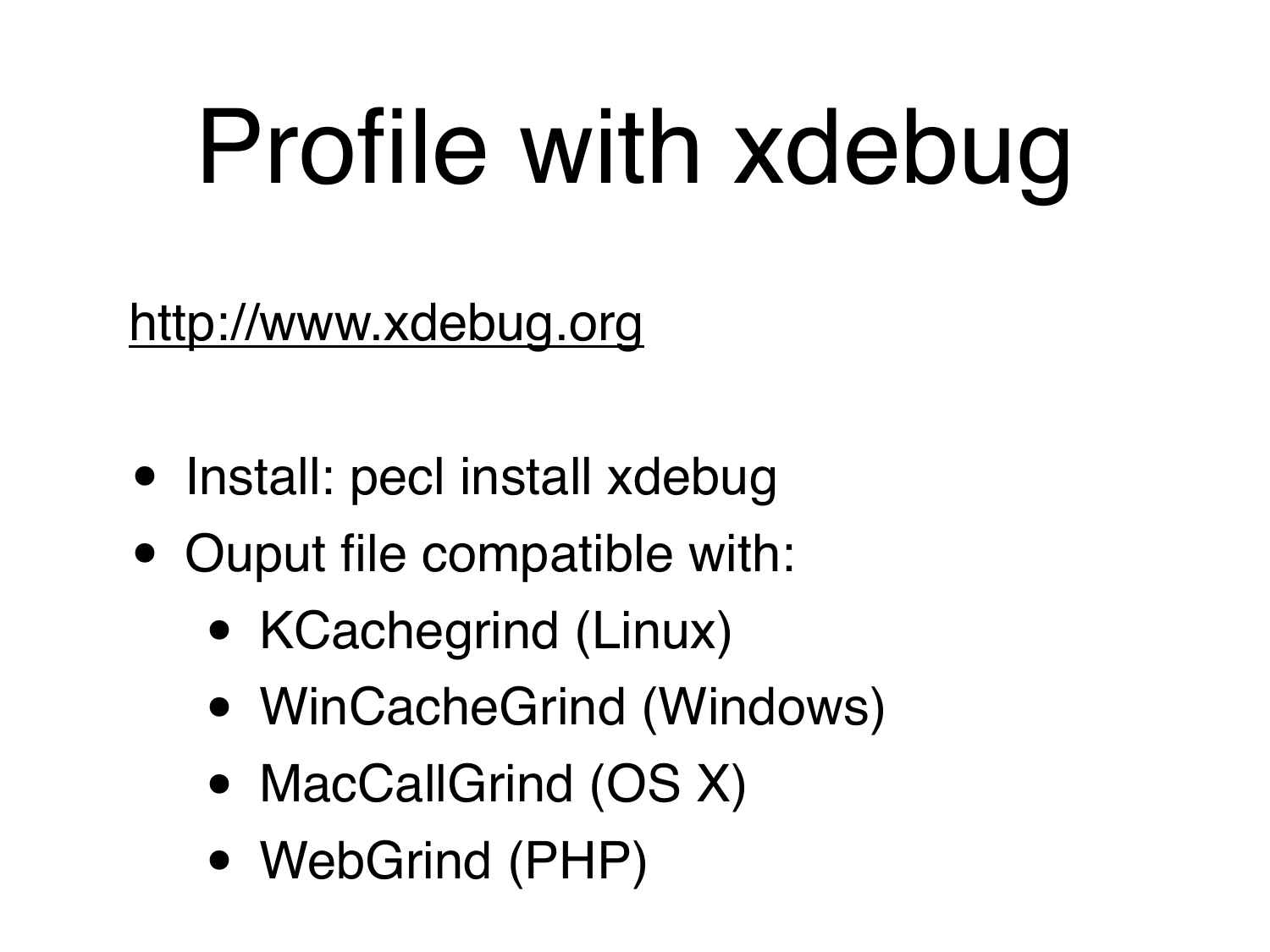# Profile with xdebug

http://www.xdebug.org

- Install: pecl install xdebug
- Ouput file compatible with:
  - KCachegrind (Linux)
  - WinCacheGrind (Windows)
  - MacCallGrind (OS X)
  - WebGrind (PHP)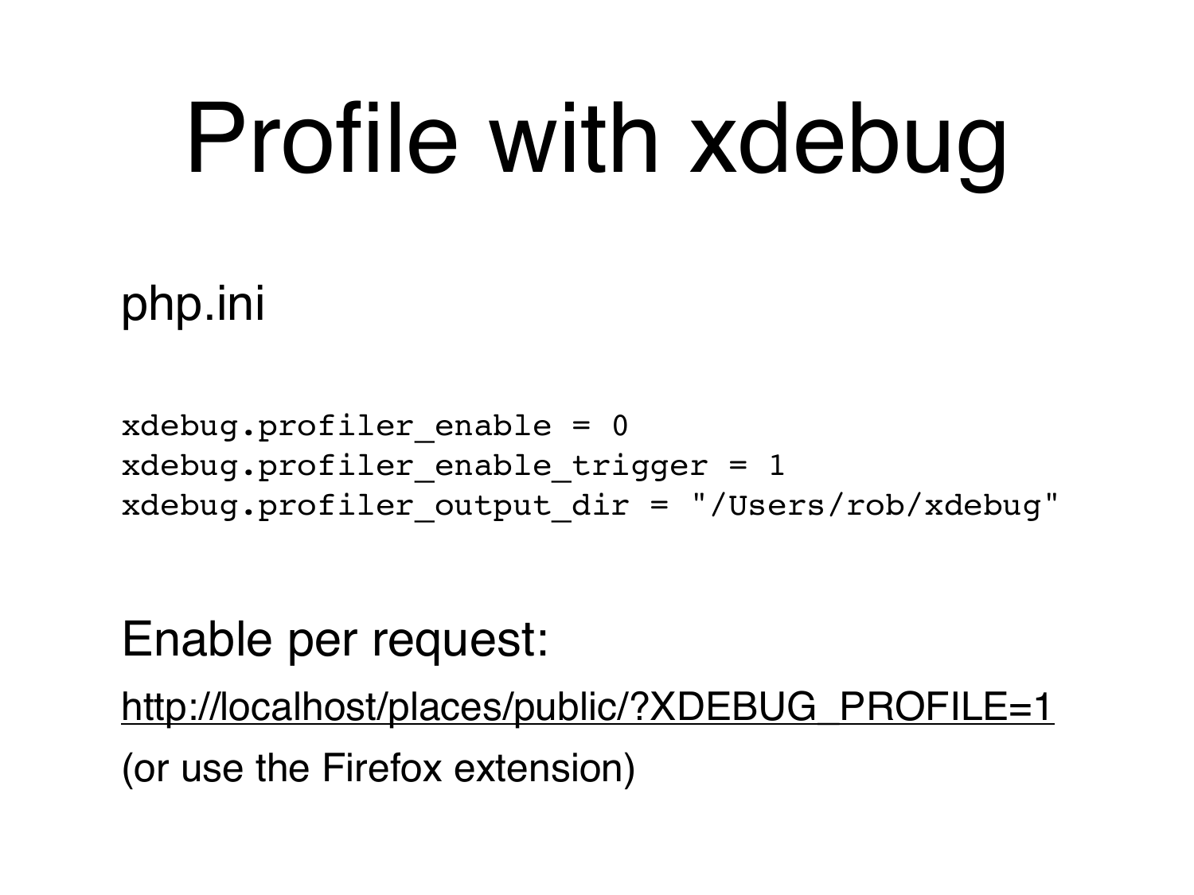# Profile with xdebug

php.ini

```
xdebug.profiler_enable = 0
xdebug.profiler_enable_trigger = 1
xdebug.profiler_output_dir = "/Users/rob/xdebug"
```

Enable per request:

http://localhost/places/public/?XDEBUG_PROFILE=1

(or use the Firefox extension)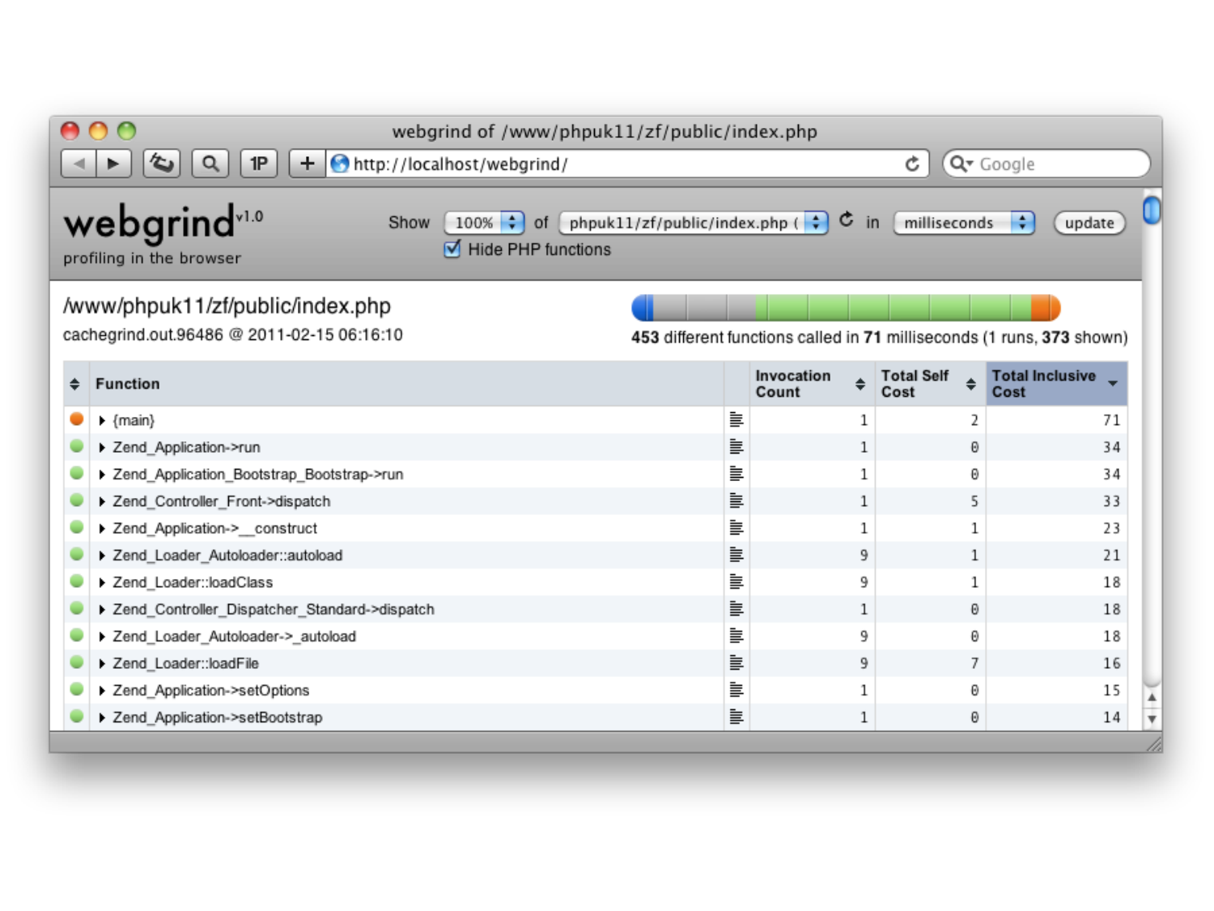webgrind of /www/phpuk11/zf/public/index.php

http://localhost/webgrind/

# webgrind v1.0

profiling in the browser

Show 100% of phpuk11/zf/public/index.php in milliseconds update

Hide PHP functions

## /www/phpuk11/zf/public/index.php

cachegrind.out.96486 @ 2011-02-15 06:16:10

**453** different functions called in **71** milliseconds (1 runs, **373** shown)

| Function | Invocation Count | Total Self Cost | Total Inclusive Cost |
|---|---|---|---|
| {main} | 1 | 2 | 71 |
| Zend_Application->run | 1 | 0 | 34 |
| Zend_Application_Bootstrap_Bootstrap->run | 1 | 0 | 34 |
| Zend_Controller_Front->dispatch | 1 | 5 | 33 |
| Zend_Application->__construct | 1 | 1 | 23 |
| Zend_Loader_Autoloader::autoload | 9 | 1 | 21 |
| Zend_Loader::loadClass | 9 | 1 | 18 |
| Zend_Controller_Dispatcher_Standard->dispatch | 1 | 0 | 18 |
| Zend_Loader_Autoloader->_autoload | 9 | 0 | 18 |
| Zend_Loader::loadFile | 9 | 7 | 16 |
| Zend_Application->setOptions | 1 | 0 | 15 |
| Zend_Application->setBootstrap | 1 | 0 | 14 |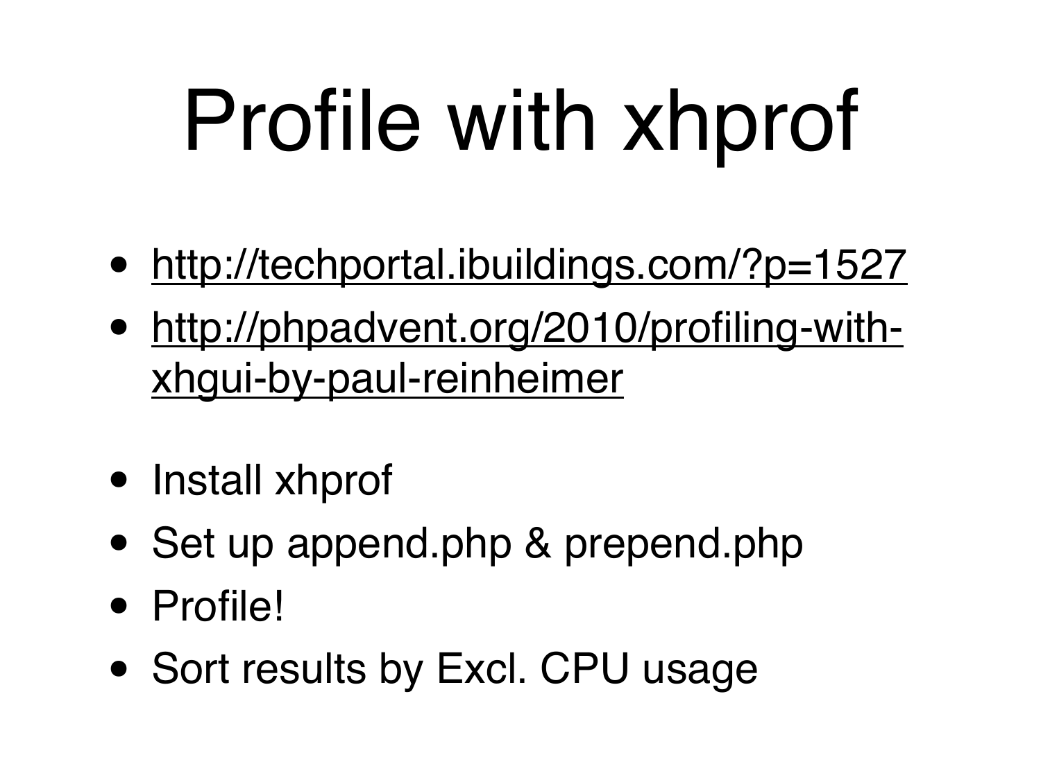# Profile with xhprof

- http://techportal.ibuildings.com/?p=1527
- http://phpadvent.org/2010/profiling-with-xhgui-by-paul-reinheimer

- Install xhprof
- Set up append.php & prepend.php
- Profile!
- Sort results by Excl. CPU usage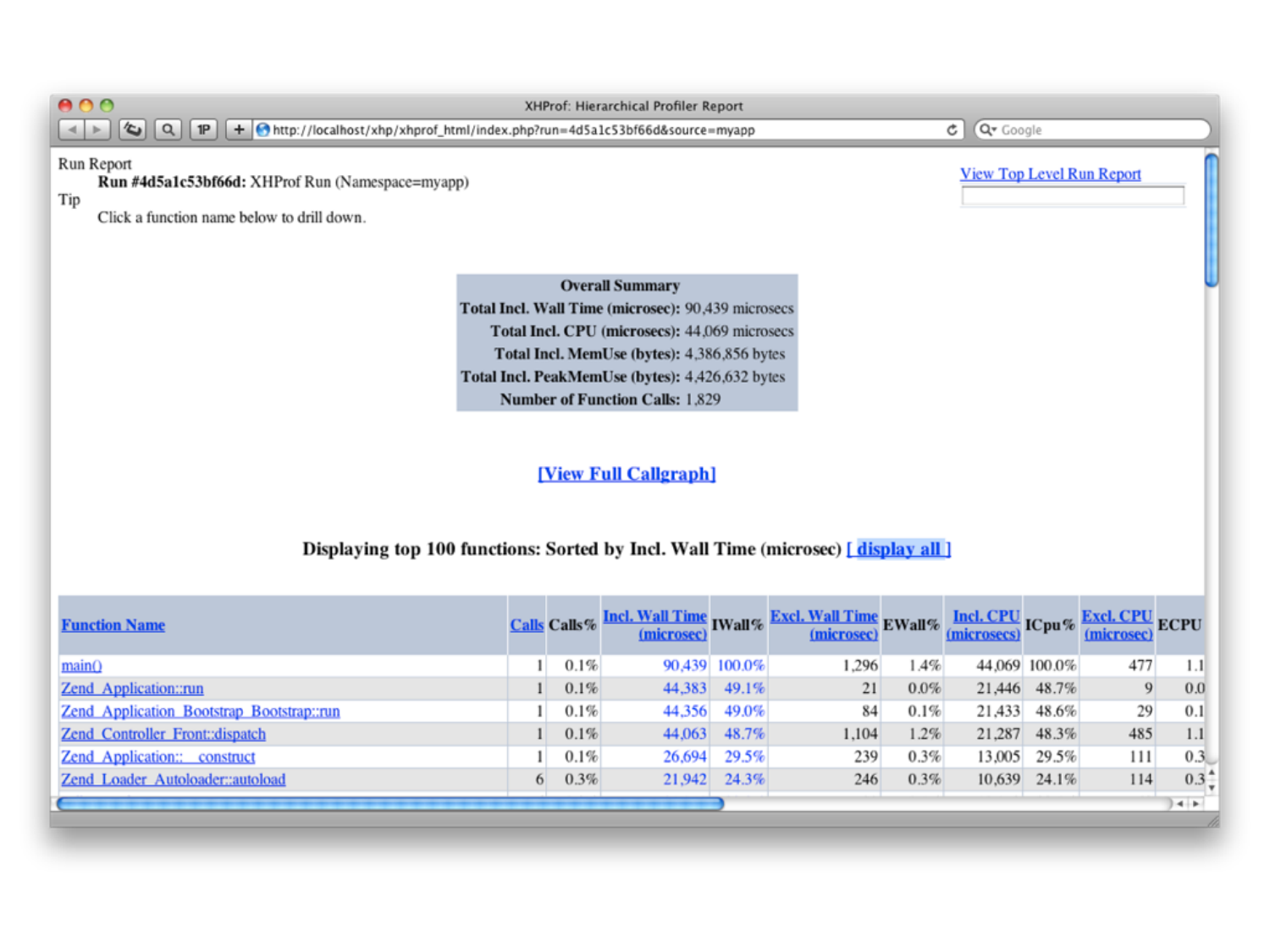XHProf: Hierarchical Profiler Report

Run Report

**Run #4d5a1c53bf66d:** XHProf Run (Namespace=myapp)

Tip

Click a function name below to drill down.

View Top Level Run Report

| Overall Summary | |
|---|---|
| **Total Incl. Wall Time (microsec):** | 90,439 microsecs |
| **Total Incl. CPU (microsecs):** | 44,069 microsecs |
| **Total Incl. MemUse (bytes):** | 4,386,856 bytes |
| **Total Incl. PeakMemUse (bytes):** | 4,426,632 bytes |
| **Number of Function Calls:** | 1,829 |

[View Full Callgraph]

**Displaying top 100 functions: Sorted by Incl. Wall Time (microsec) [ display all ]**

| Function Name | Calls | Calls% | Incl. Wall Time (microsec) | IWall% | Excl. Wall Time (microsec) | EWall% | Incl. CPU (microsecs) | ICpu% | Excl. CPU (microsec) | ECPU |
|---|---|---|---|---|---|---|---|---|---|---|
| main() | 1 | 0.1% | 90,439 | 100.0% | 1,296 | 1.4% | 44,069 | 100.0% | 477 | 1.1 |
| Zend_Application::run | 1 | 0.1% | 44,383 | 49.1% | 21 | 0.0% | 21,446 | 48.7% | 9 | 0.0 |
| Zend_Application_Bootstrap_Bootstrap::run | 1 | 0.1% | 44,356 | 49.0% | 84 | 0.1% | 21,433 | 48.6% | 29 | 0.1 |
| Zend_Controller_Front::dispatch | 1 | 0.1% | 44,063 | 48.7% | 1,104 | 1.2% | 21,287 | 48.3% | 485 | 1.1 |
| Zend_Application::__construct | 1 | 0.1% | 26,694 | 29.5% | 239 | 0.3% | 13,005 | 29.5% | 111 | 0.3 |
| Zend_Loader_Autoloader::autoload | 6 | 0.3% | 21,942 | 24.3% | 246 | 0.3% | 10,639 | 24.1% | 114 | 0.3 |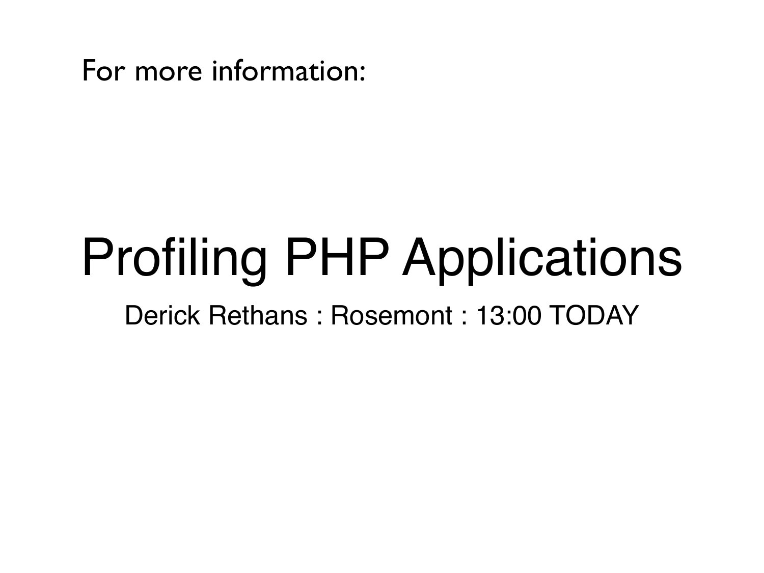For more information:

# Profiling PHP Applications

Derick Rethans : Rosemont : 13:00 TODAY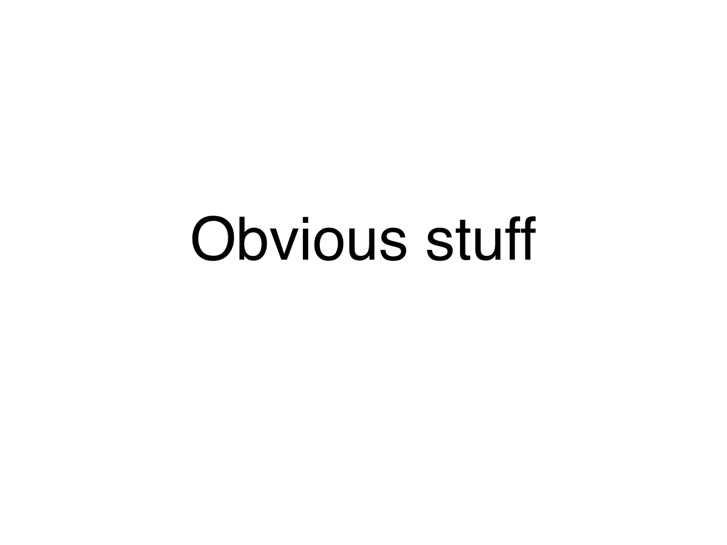# Obvious stuff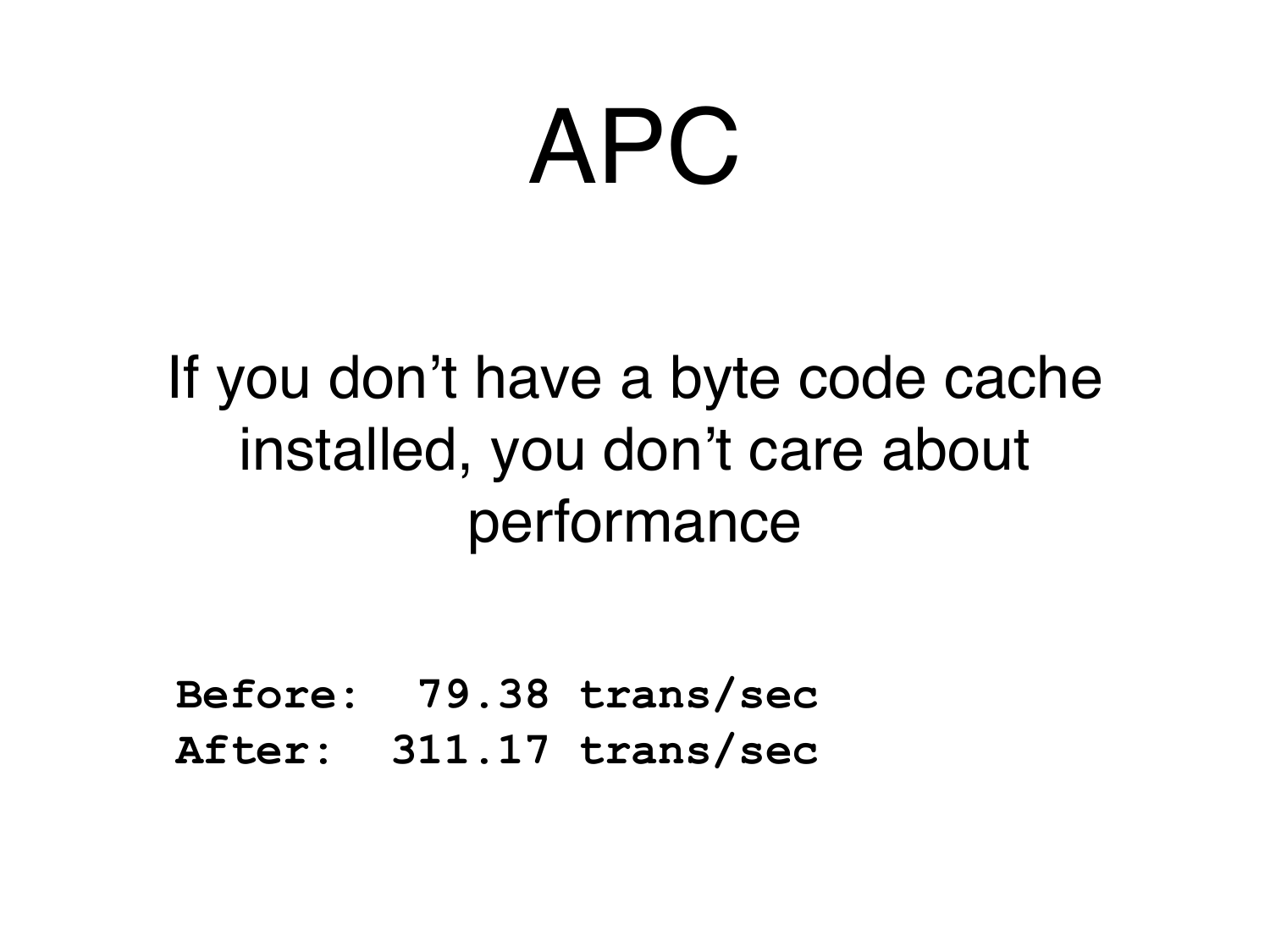# APC

If you don't have a byte code cache installed, you don't care about performance

```
Before:  79.38 trans/sec
After:  311.17 trans/sec
```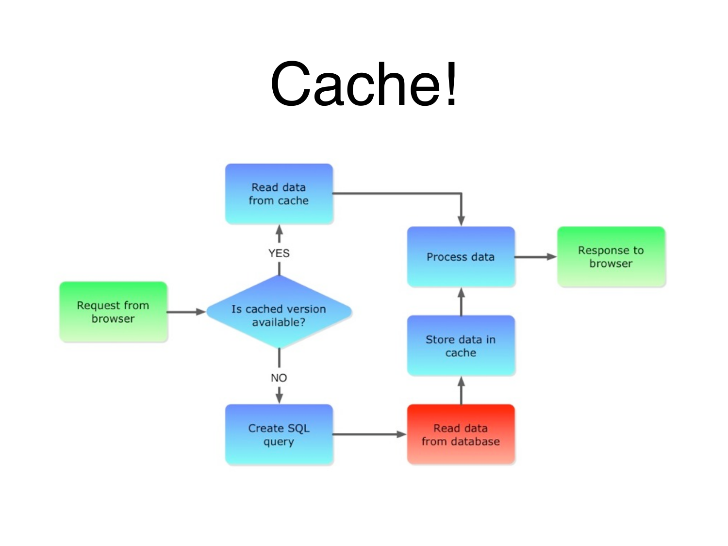# Cache!

```mermaid
flowchart LR
    A[Request from browser] --> B{Is cached version available?}
    B -- YES --> C[Read data from cache]
    B -- NO --> D[Create SQL query]
    C --> E[Process data]
    D --> F[Read data from database]
    F --> G[Store data in cache]
    G --> E
    E --> H[Response to browser]
```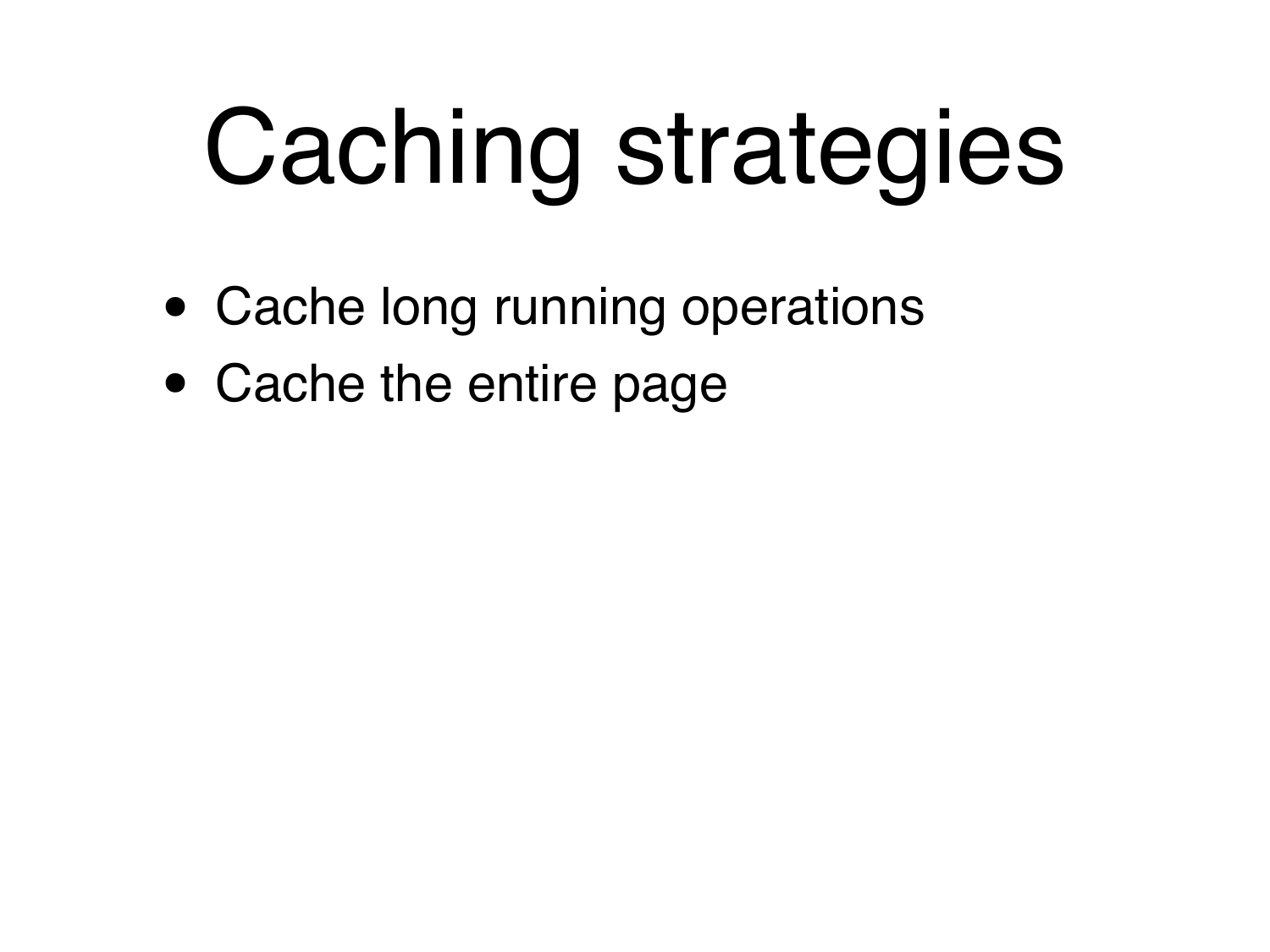# Caching strategies

- Cache long running operations
- Cache the entire page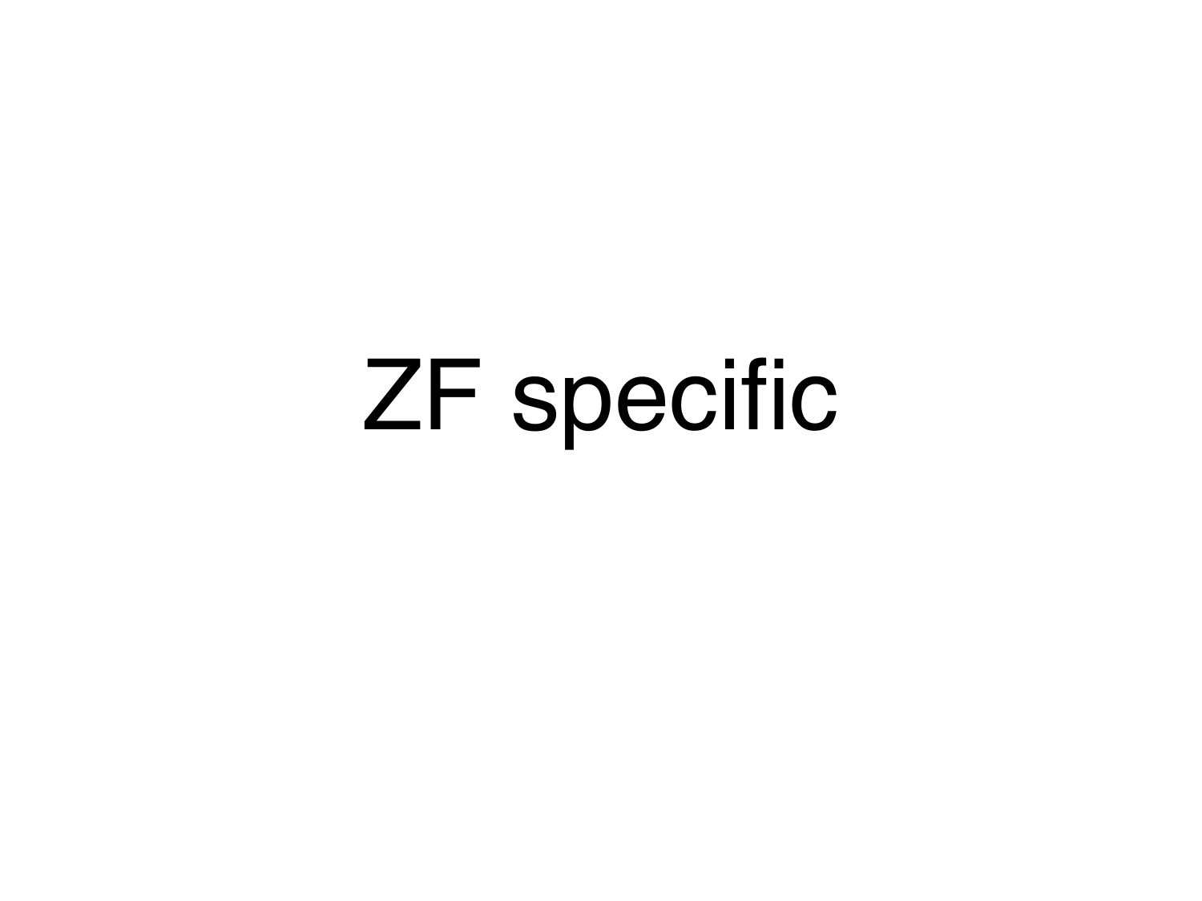# ZF specific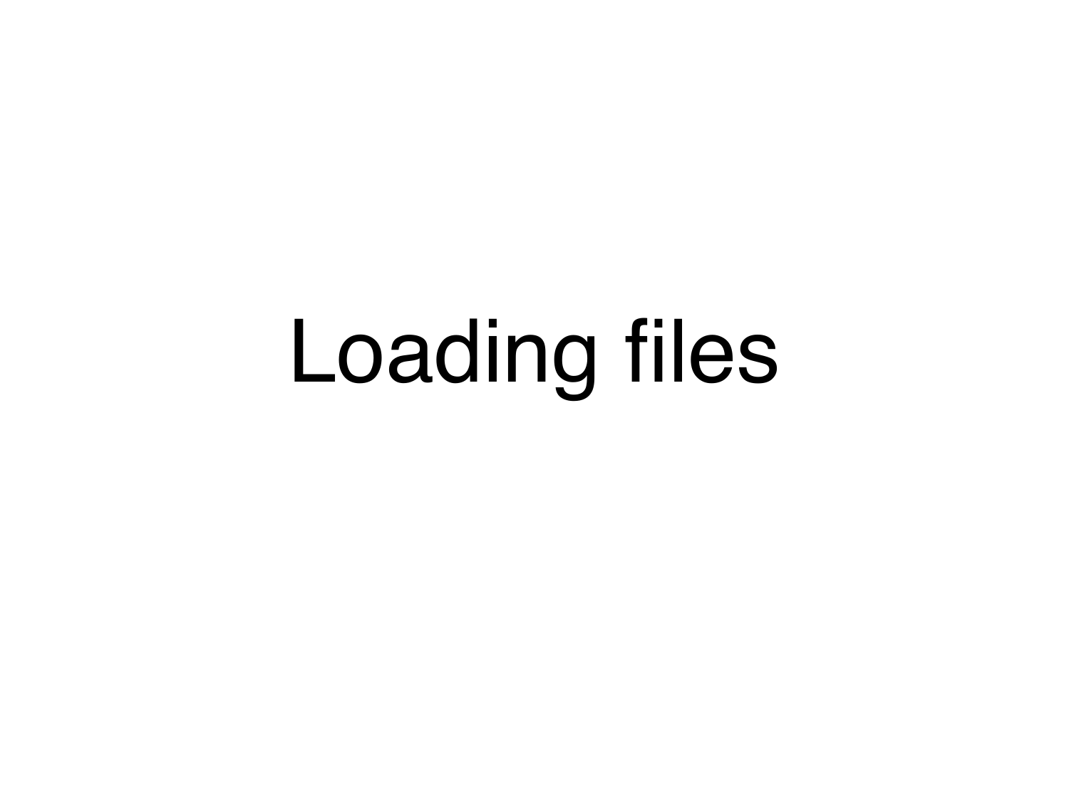# Loading files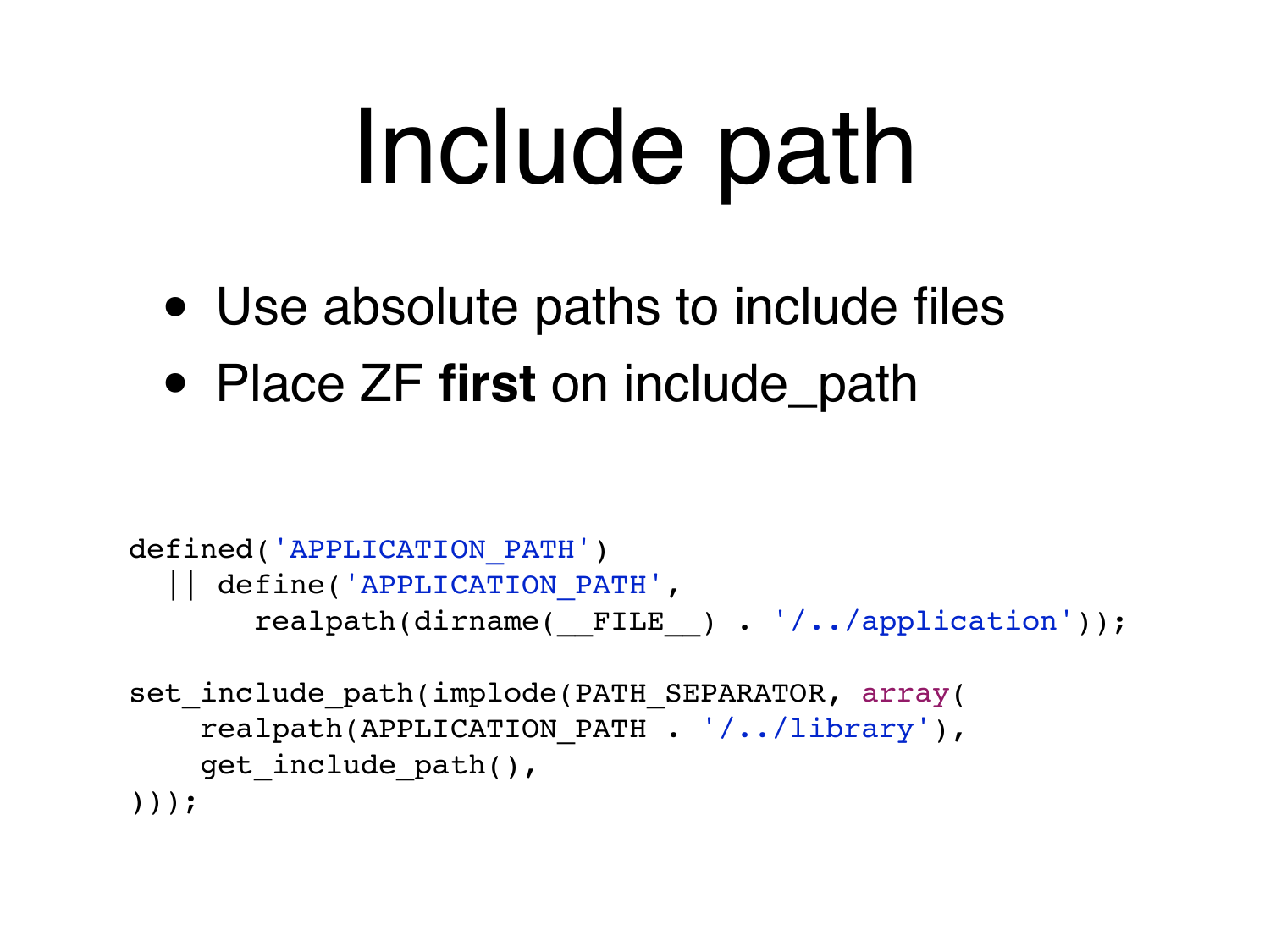# Include path

- Use absolute paths to include files
- Place ZF **first** on include_path

```
defined('APPLICATION_PATH')
  || define('APPLICATION_PATH',
      realpath(dirname(__FILE__) . '/../application'));

set_include_path(implode(PATH_SEPARATOR, array(
    realpath(APPLICATION_PATH . '/../library'),
    get_include_path(),
)));
```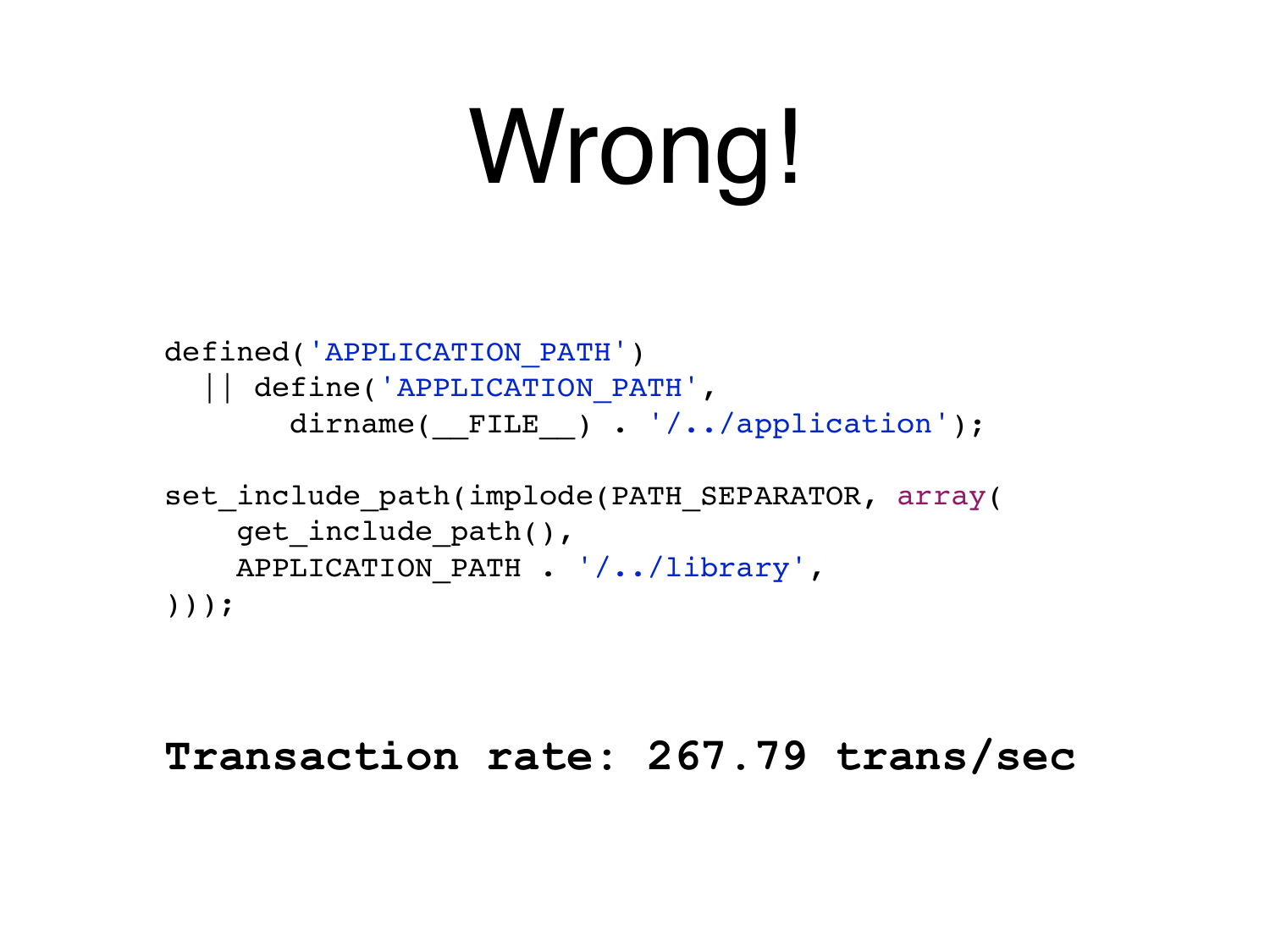# Wrong!

```php
defined('APPLICATION_PATH')
  || define('APPLICATION_PATH',
       dirname(__FILE__) . '/../application');

set_include_path(implode(PATH_SEPARATOR, array(
    get_include_path(),
    APPLICATION_PATH . '/../library',
)));
```

**Transaction rate: 267.79 trans/sec**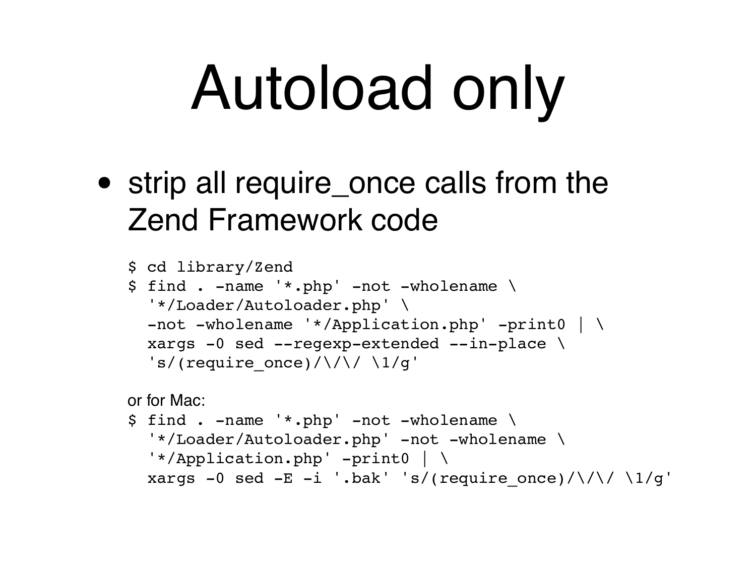# Autoload only

- strip all require_once calls from the Zend Framework code

```
$ cd library/Zend
$ find . -name '*.php' -not -wholename \
  '*/Loader/Autoloader.php' \
  -not -wholename '*/Application.php' -print0 | \
  xargs -0 sed --regexp-extended --in-place \
  's/(require_once)/\/\/ \1/g'
```

or for Mac:

```
$ find . -name '*.php' -not -wholename \
  '*/Loader/Autoloader.php' -not -wholename \
  '*/Application.php' -print0 | \
  xargs -0 sed -E -i '.bak' 's/(require_once)/\/\/ \1/g'
```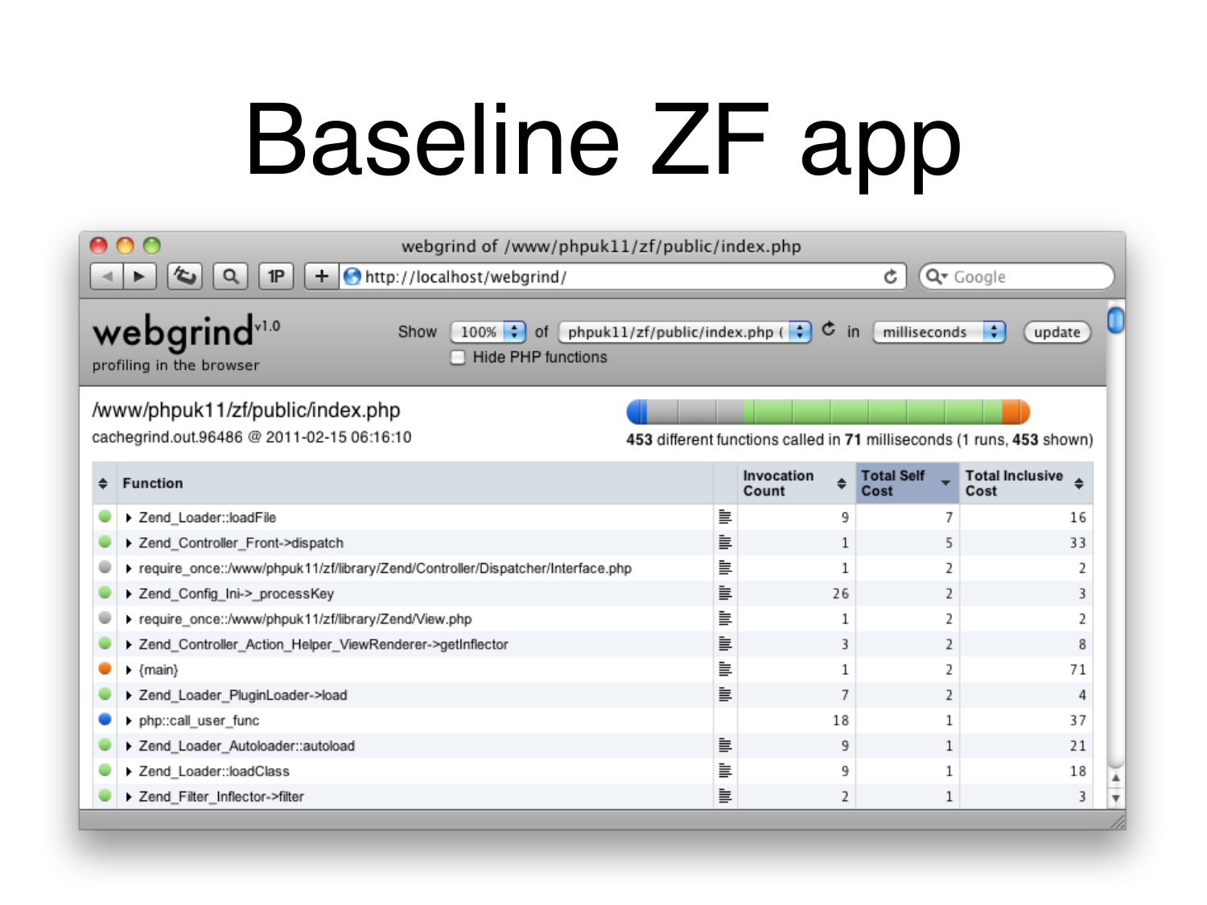# Baseline ZF app

webgrind of /www/phpuk11/zf/public/index.php

http://localhost/webgrind/

**webgrind** v1.0
profiling in the browser

Show 100% of phpuk11/zf/public/index.php in milliseconds update

Hide PHP functions

/www/phpuk11/zf/public/index.php
cachegrind.out.96486 @ 2011-02-15 06:16:10

**453** different functions called in **71** milliseconds (1 runs, **453** shown)

| Function | Invocation Count | Total Self Cost | Total Inclusive Cost |
|---|---|---|---|
| Zend_Loader::loadFile | 9 | 7 | 16 |
| Zend_Controller_Front->dispatch | 1 | 5 | 33 |
| require_once::/www/phpuk11/zf/library/Zend/Controller/Dispatcher/Interface.php | 1 | 2 | 2 |
| Zend_Config_Ini->_processKey | 26 | 2 | 3 |
| require_once::/www/phpuk11/zf/library/Zend/View.php | 1 | 2 | 2 |
| Zend_Controller_Action_Helper_ViewRenderer->getInflector | 3 | 2 | 8 |
| {main} | 1 | 2 | 71 |
| Zend_Loader_PluginLoader->load | 7 | 2 | 4 |
| php::call_user_func | 18 | 1 | 37 |
| Zend_Loader_Autoloader::autoload | 9 | 1 | 21 |
| Zend_Loader::loadClass | 9 | 1 | 18 |
| Zend_Filter_Inflector->filter | 2 | 1 | 3 |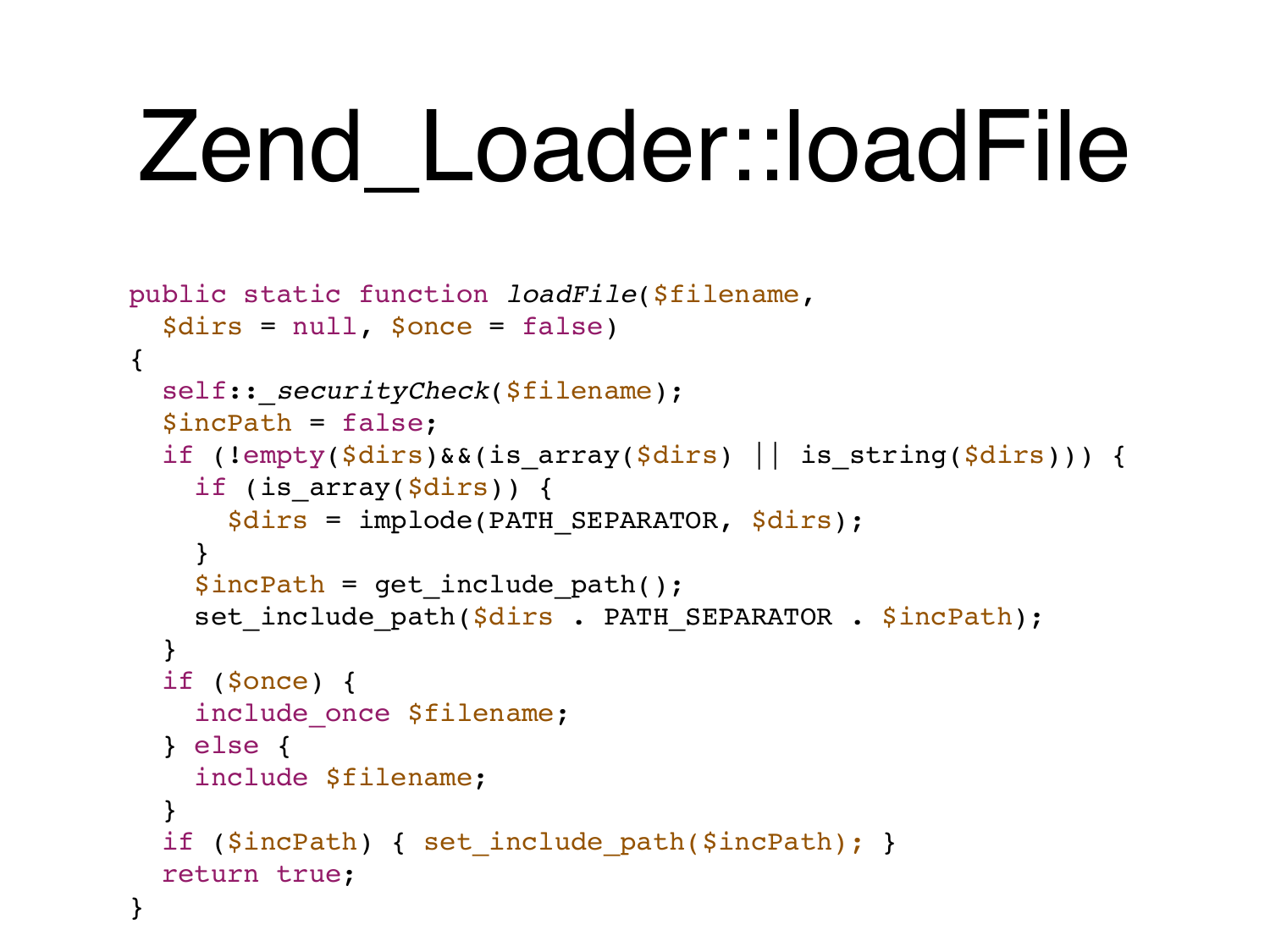# Zend_Loader::loadFile

```
public static function loadFile($filename,
  $dirs = null, $once = false)
{
  self::_securityCheck($filename);
  $incPath = false;
  if (!empty($dirs)&&(is_array($dirs) || is_string($dirs))) {
    if (is_array($dirs)) {
      $dirs = implode(PATH_SEPARATOR, $dirs);
    }
    $incPath = get_include_path();
    set_include_path($dirs . PATH_SEPARATOR . $incPath);
  }
  if ($once) {
    include_once $filename;
  } else {
    include $filename;
  }
  if ($incPath) { set_include_path($incPath); }
  return true;
}
```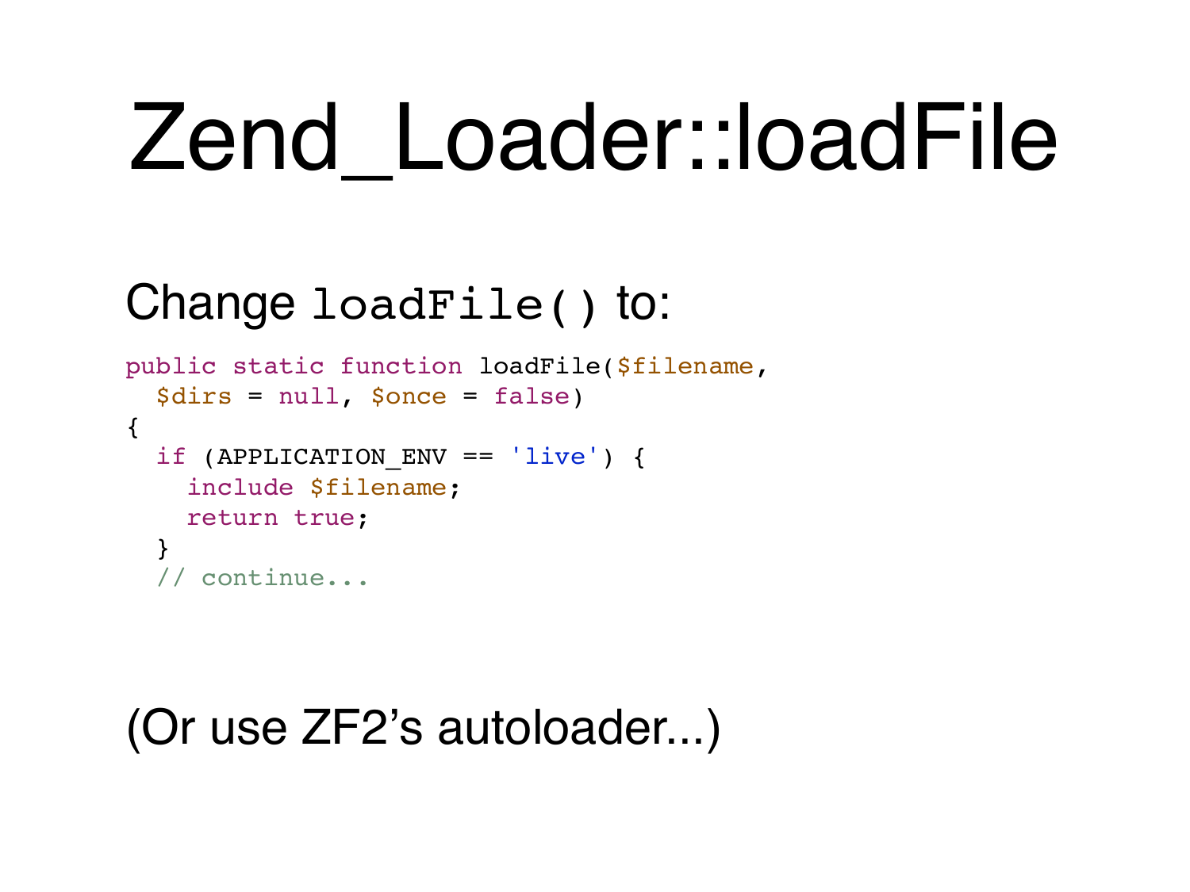# Zend_Loader::loadFile

Change `loadFile()` to:

```
public static function loadFile($filename,
  $dirs = null, $once = false)
{
  if (APPLICATION_ENV == 'live') {
    include $filename;
    return true;
  }
  // continue...
```

(Or use ZF2's autoloader...)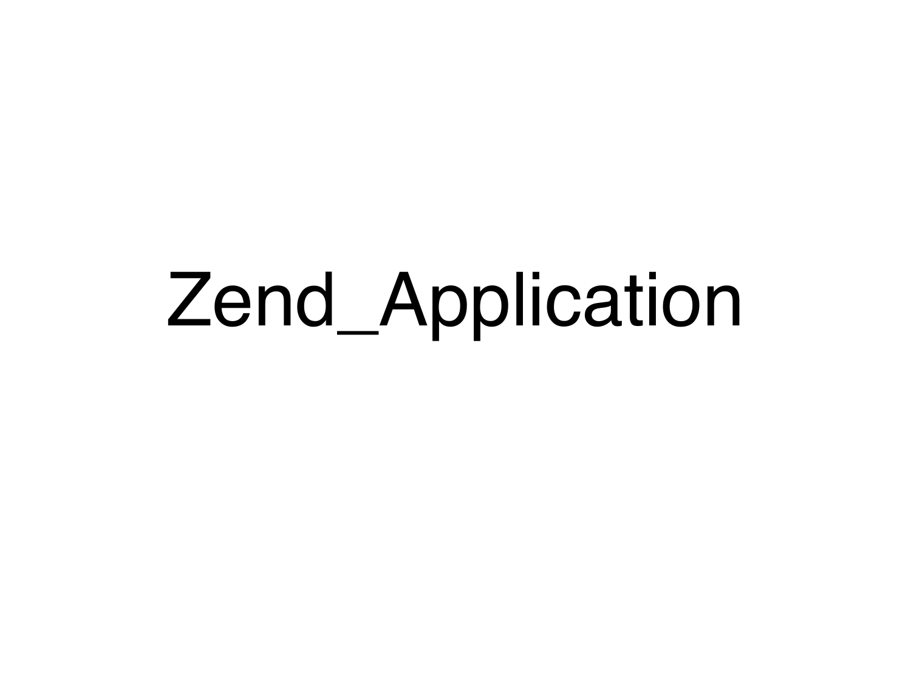# Zend_Application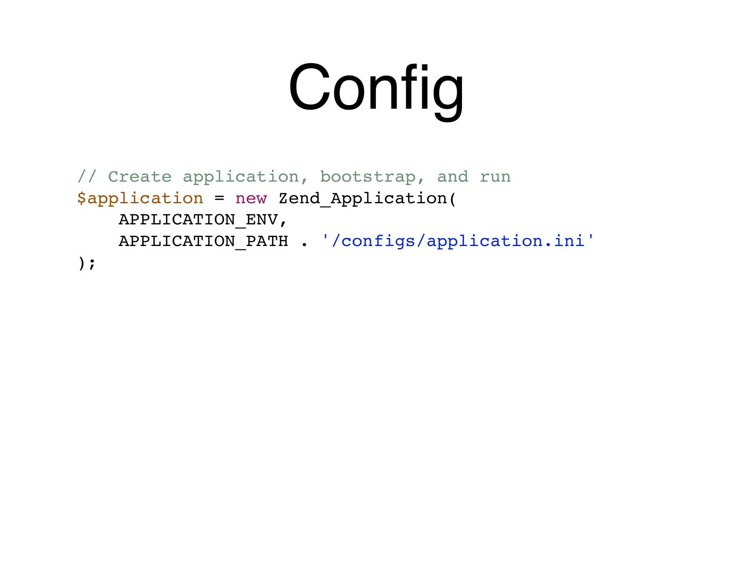# Config

```php
// Create application, bootstrap, and run
$application = new Zend_Application(
    APPLICATION_ENV,
    APPLICATION_PATH . '/configs/application.ini'
);
```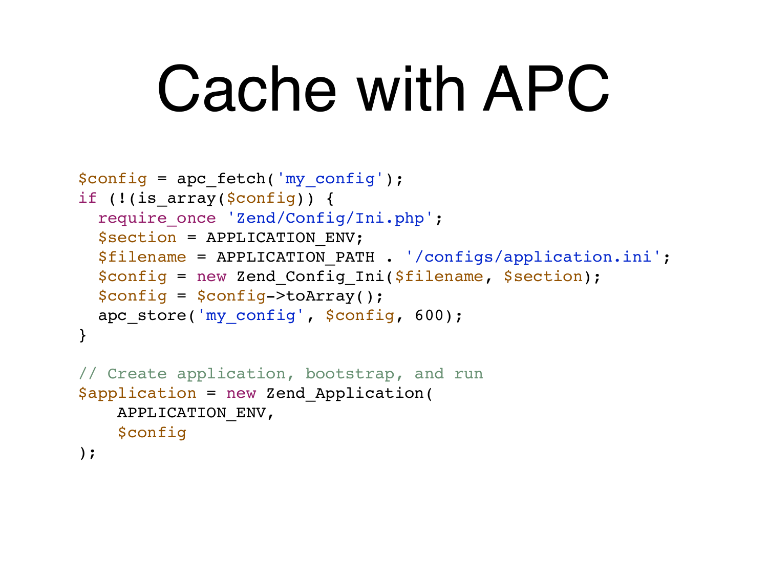# Cache with APC

```php
$config = apc_fetch('my_config');
if (!(is_array($config)) {
  require_once 'Zend/Config/Ini.php';
  $section = APPLICATION_ENV;
  $filename = APPLICATION_PATH . '/configs/application.ini';
  $config = new Zend_Config_Ini($filename, $section);
  $config = $config->toArray();
  apc_store('my_config', $config, 600);
}

// Create application, bootstrap, and run
$application = new Zend_Application(
    APPLICATION_ENV,
    $config
);
```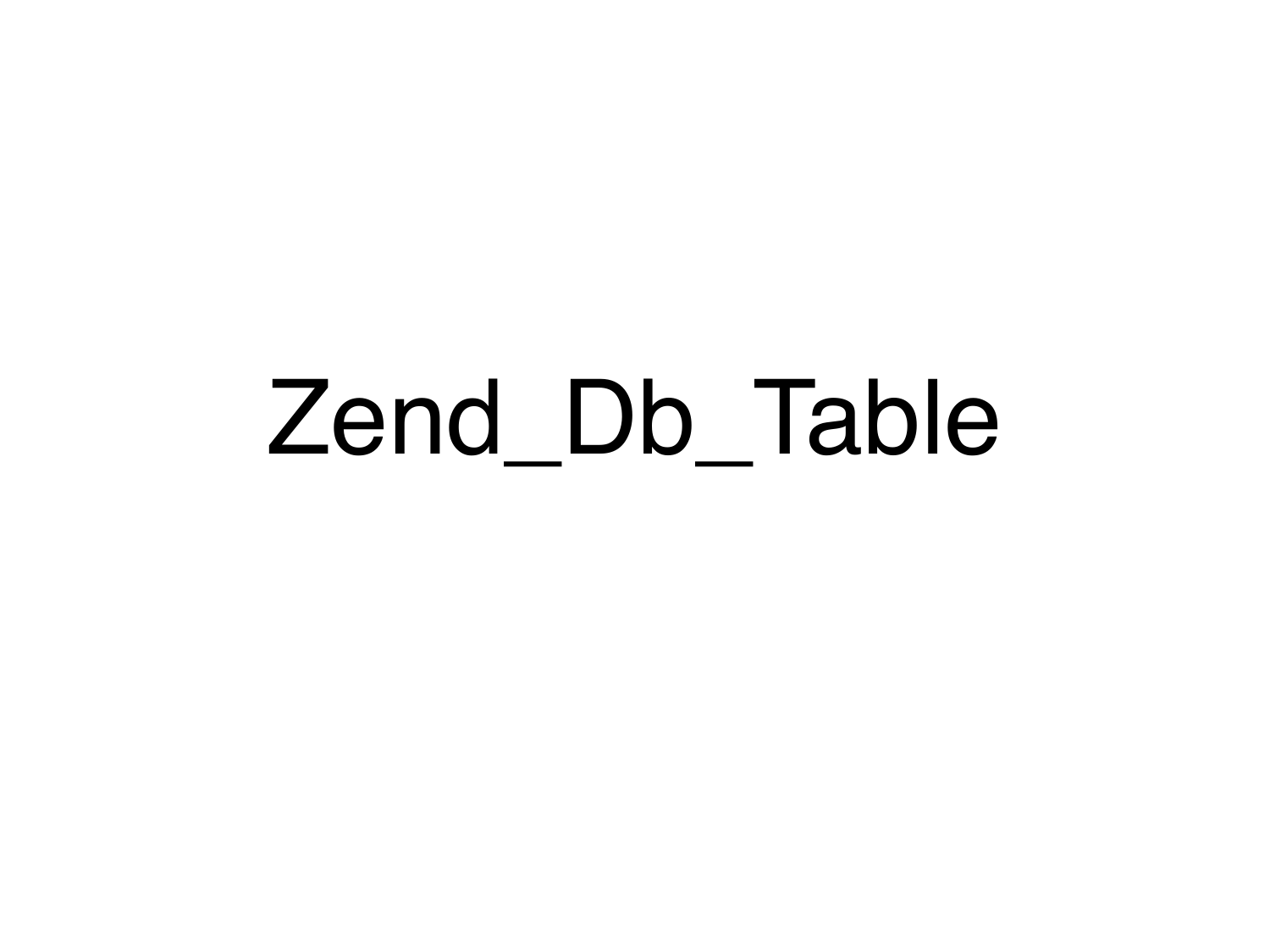# Zend_Db_Table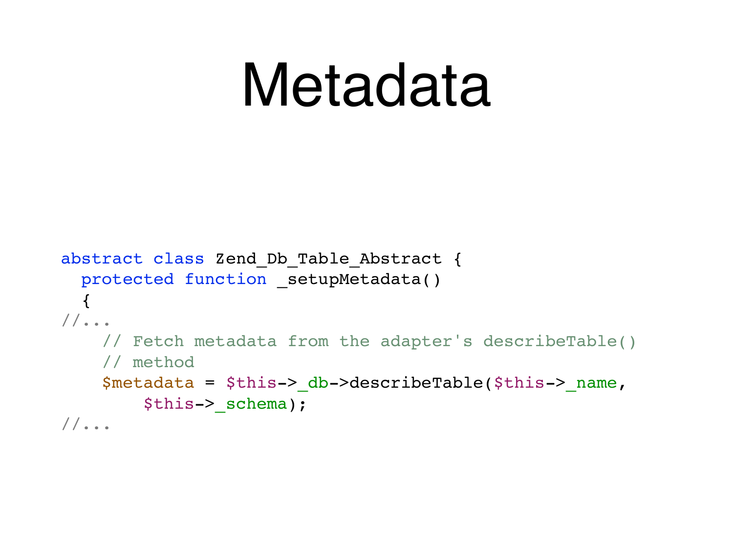# Metadata

```php
abstract class Zend_Db_Table_Abstract {
  protected function _setupMetadata()
  {
//...
    // Fetch metadata from the adapter's describeTable()
    // method
    $metadata = $this->_db->describeTable($this->_name,
        $this->_schema);
//...
```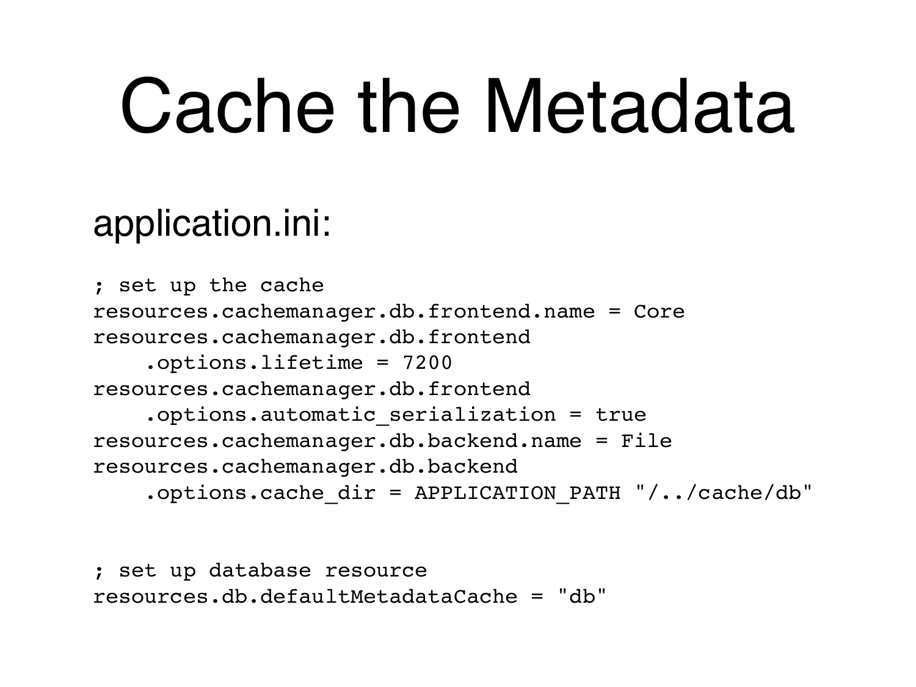# Cache the Metadata

application.ini:

```
; set up the cache
resources.cachemanager.db.frontend.name = Core
resources.cachemanager.db.frontend
    .options.lifetime = 7200
resources.cachemanager.db.frontend
    .options.automatic_serialization = true
resources.cachemanager.db.backend.name = File
resources.cachemanager.db.backend
    .options.cache_dir = APPLICATION_PATH "/../cache/db"


; set up database resource
resources.db.defaultMetadataCache = "db"
```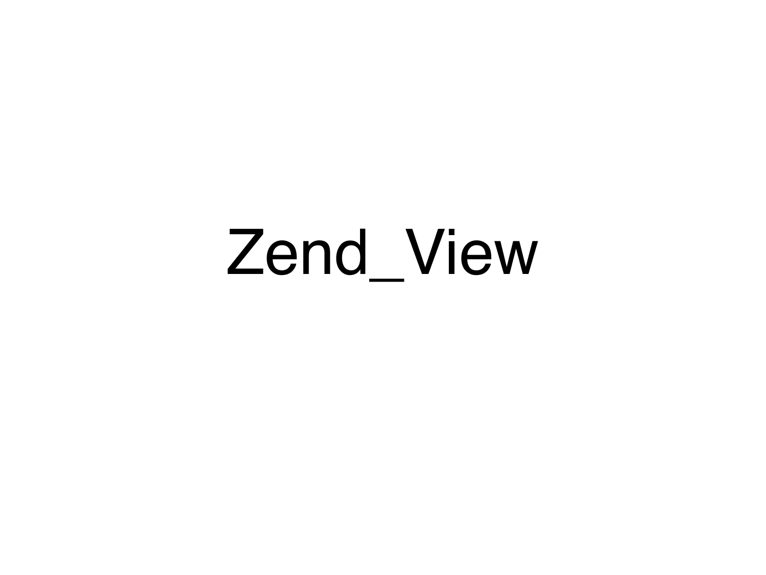# Zend_View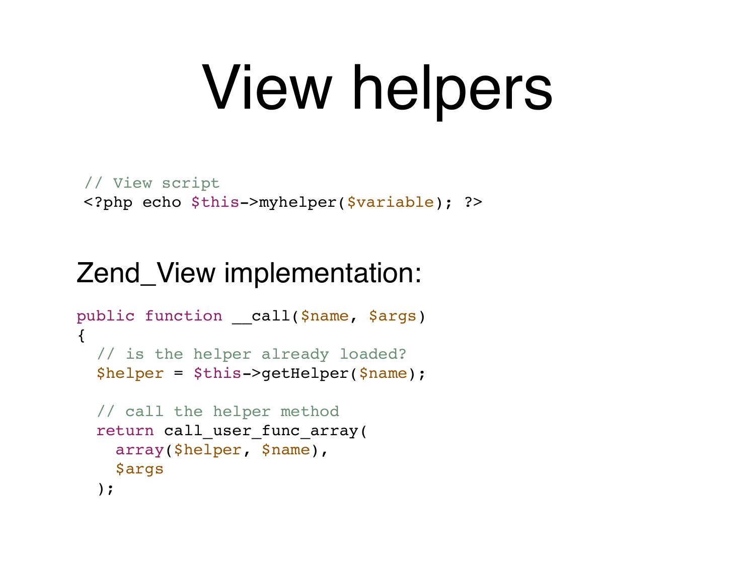# View helpers

```php
// View script
<?php echo $this->myhelper($variable); ?>
```

Zend_View implementation:

```php
public function __call($name, $args)
{
  // is the helper already loaded?
  $helper = $this->getHelper($name);

  // call the helper method
  return call_user_func_array(
    array($helper, $name),
    $args
  );
```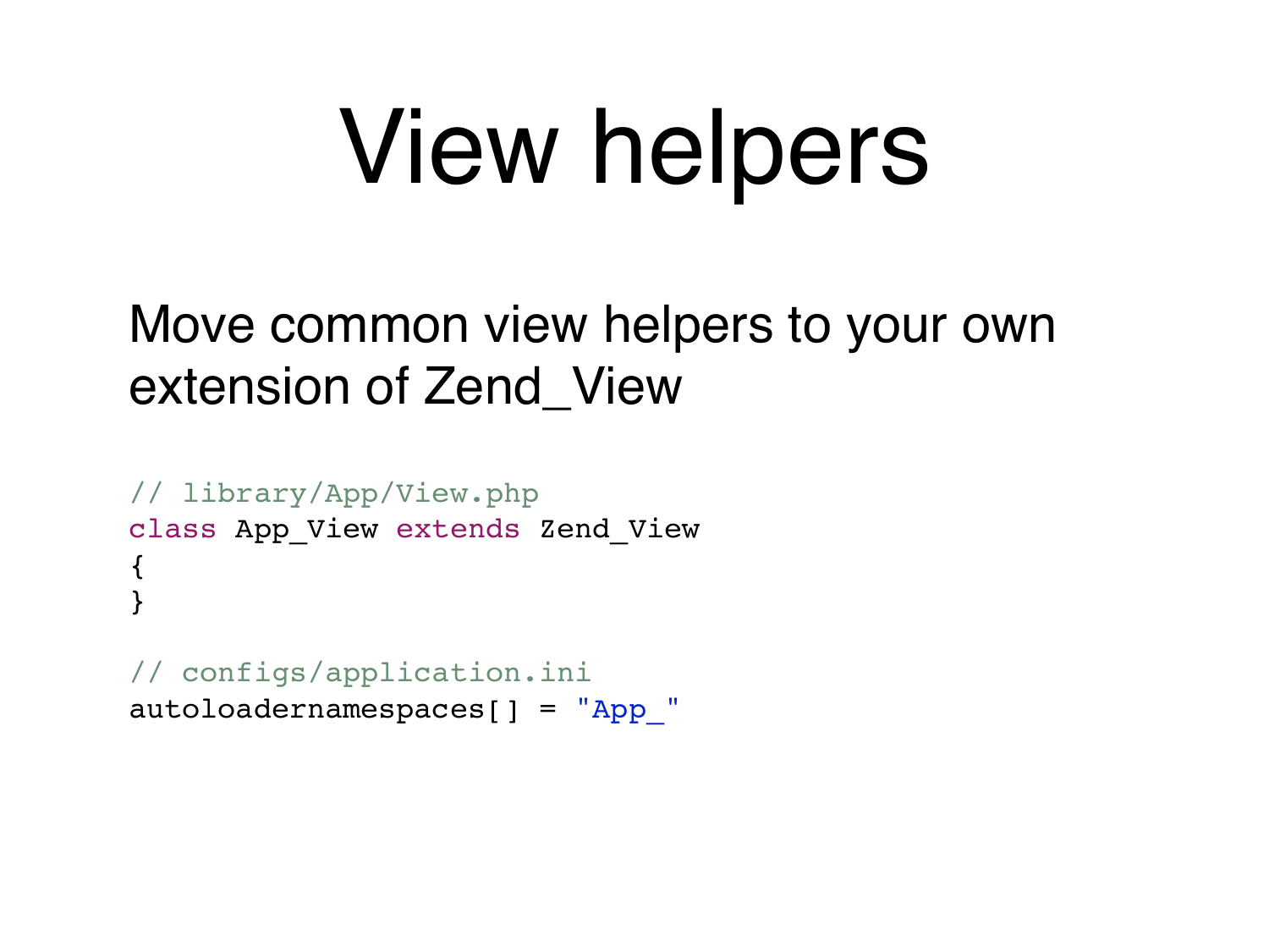# View helpers

Move common view helpers to your own extension of Zend_View

```
// library/App/View.php
class App_View extends Zend_View
{
}

// configs/application.ini
autoloadernamespaces[] = "App_"
```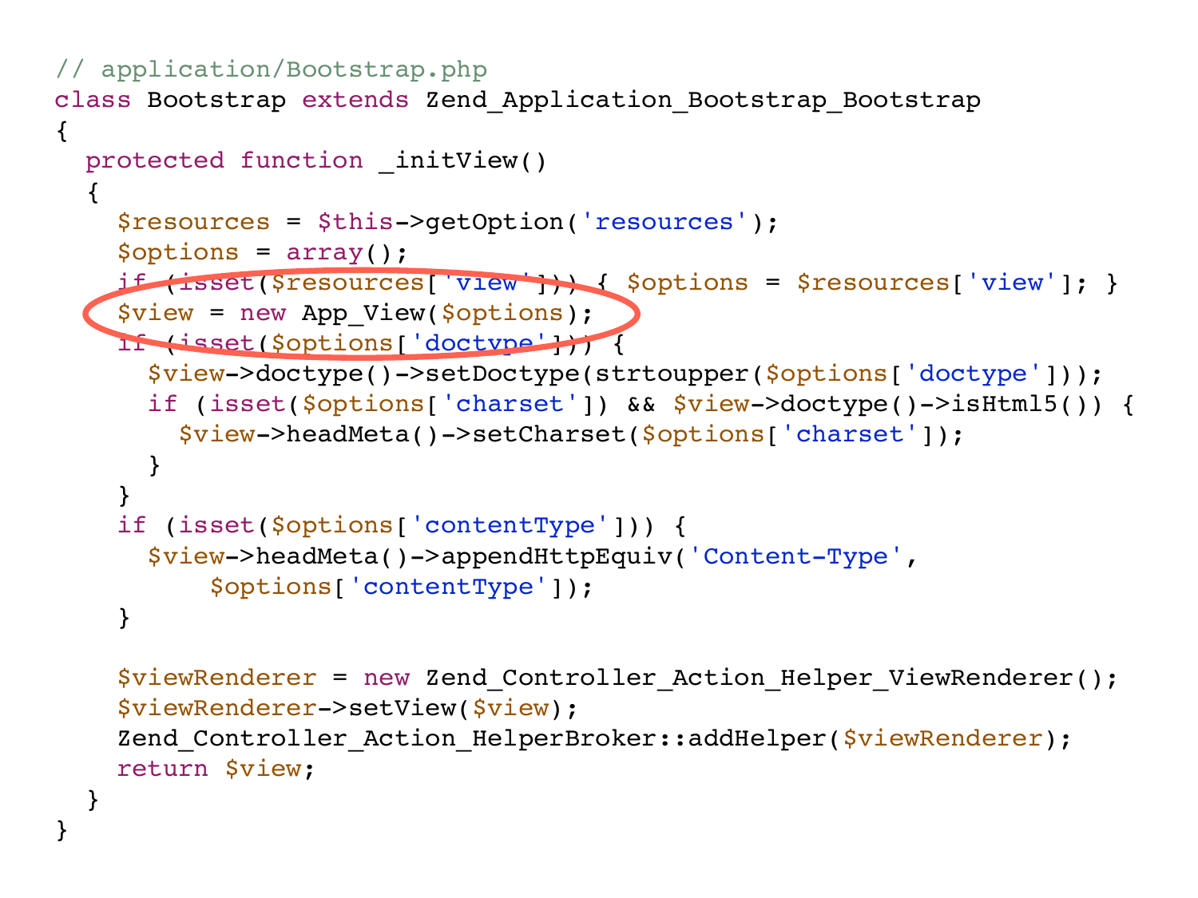```php
// application/Bootstrap.php
class Bootstrap extends Zend_Application_Bootstrap_Bootstrap
{
  protected function _initView()
  {
    $resources = $this->getOption('resources');
    $options = array();
    if (isset($resources['view'])) { $options = $resources['view']; }
    $view = new App_View($options);
    if (isset($options['doctype'])) {
      $view->doctype()->setDoctype(strtoupper($options['doctype']));
      if (isset($options['charset']) && $view->doctype()->isHtml5()) {
        $view->headMeta()->setCharset($options['charset']);
      }
    }
    if (isset($options['contentType'])) {
      $view->headMeta()->appendHttpEquiv('Content-Type',
          $options['contentType']);
    }

    $viewRenderer = new Zend_Controller_Action_Helper_ViewRenderer();
    $viewRenderer->setView($view);
    Zend_Controller_Action_HelperBroker::addHelper($viewRenderer);
    return $view;
  }
}
```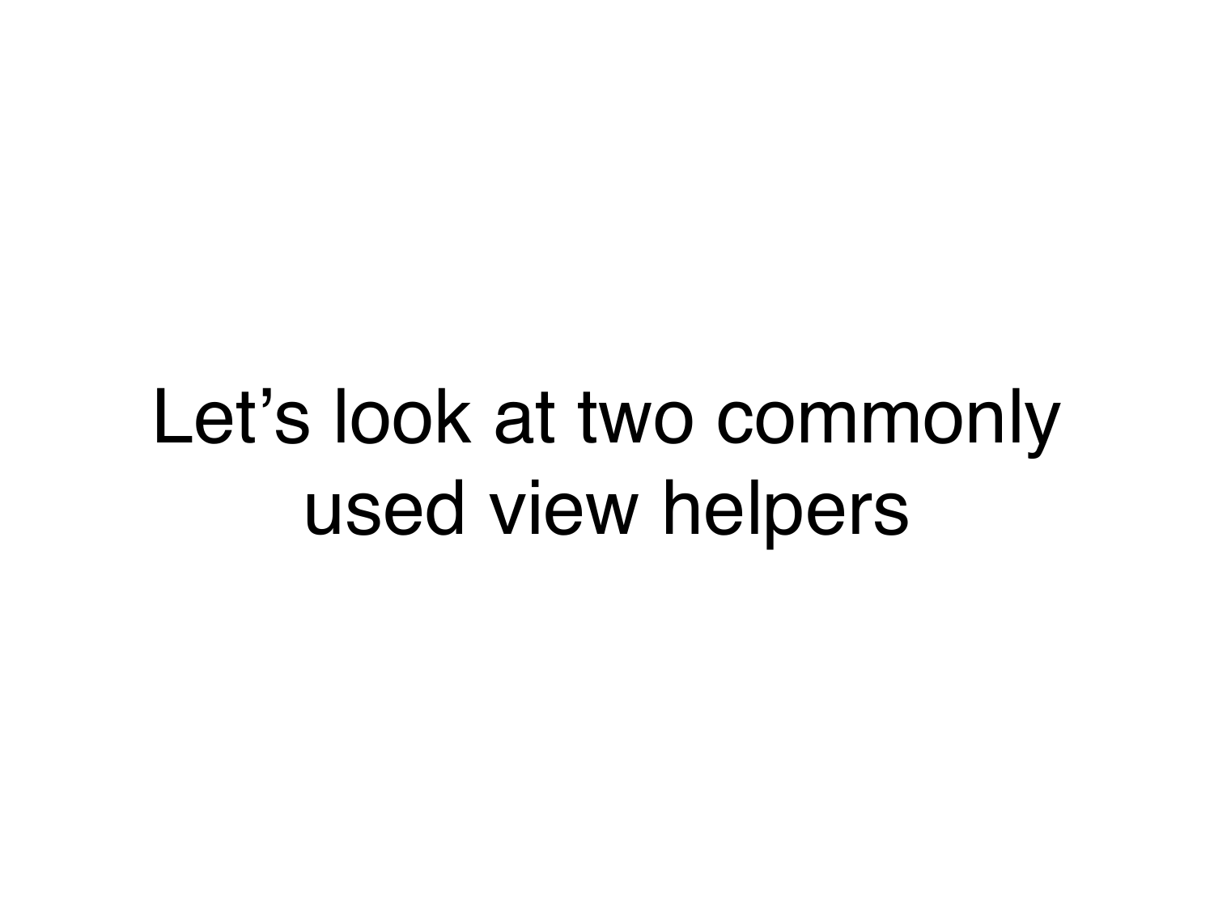Let’s look at two commonly used view helpers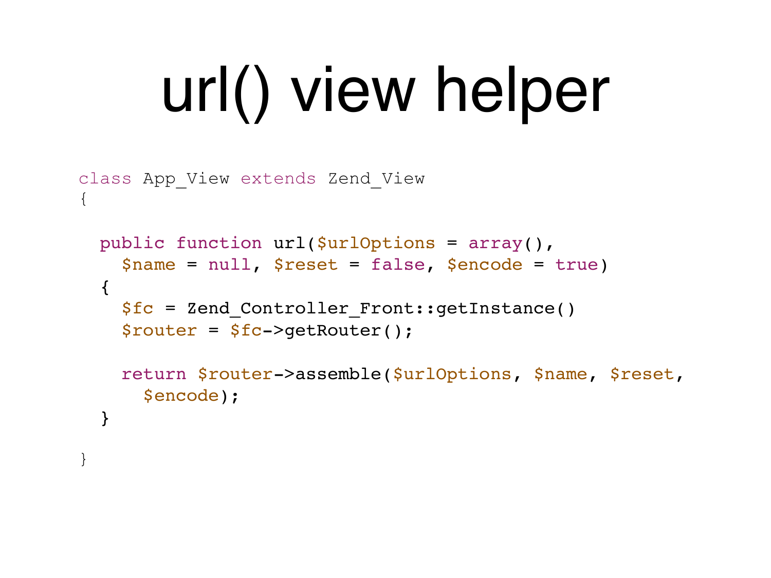# url() view helper

```php
class App_View extends Zend_View
{

  public function url($urlOptions = array(),
    $name = null, $reset = false, $encode = true)
  {
    $fc = Zend_Controller_Front::getInstance()
    $router = $fc->getRouter();

    return $router->assemble($urlOptions, $name, $reset,
      $encode);
  }

}
```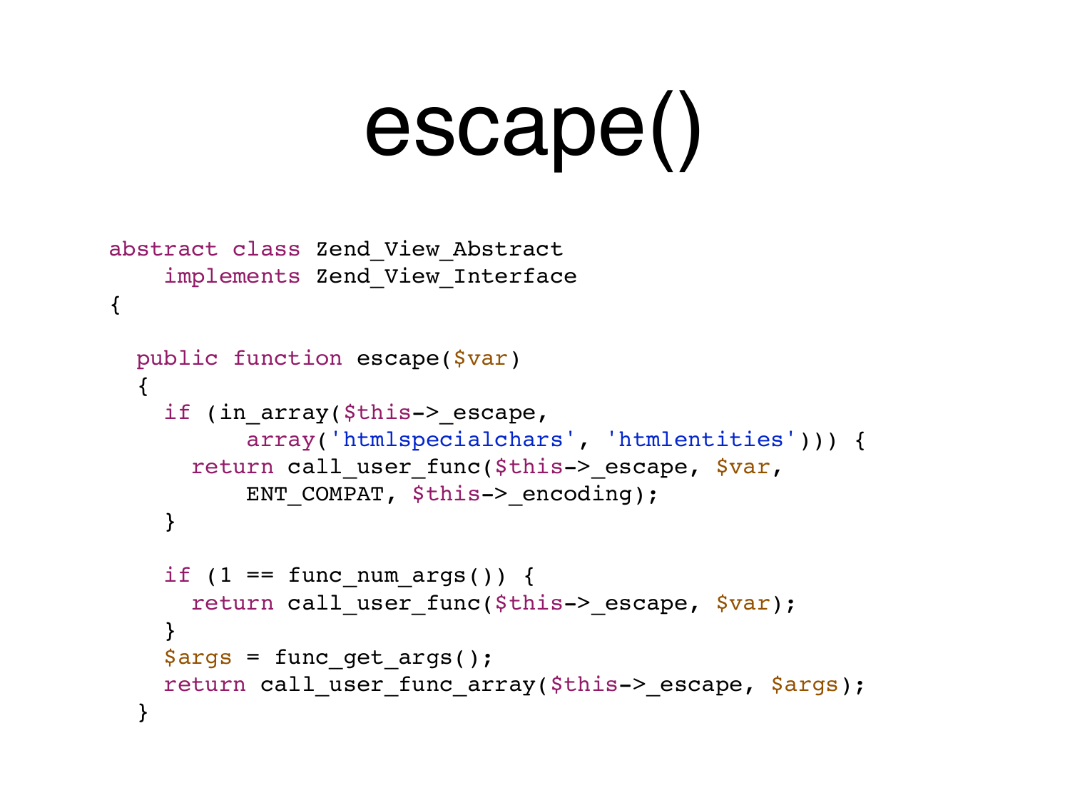# escape()

```php
abstract class Zend_View_Abstract
    implements Zend_View_Interface
{

  public function escape($var)
  {
    if (in_array($this->_escape,
          array('htmlspecialchars', 'htmlentities'))) {
      return call_user_func($this->_escape, $var,
          ENT_COMPAT, $this->_encoding);
    }

    if (1 == func_num_args()) {
      return call_user_func($this->_escape, $var);
    }
    $args = func_get_args();
    return call_user_func_array($this->_escape, $args);
  }
```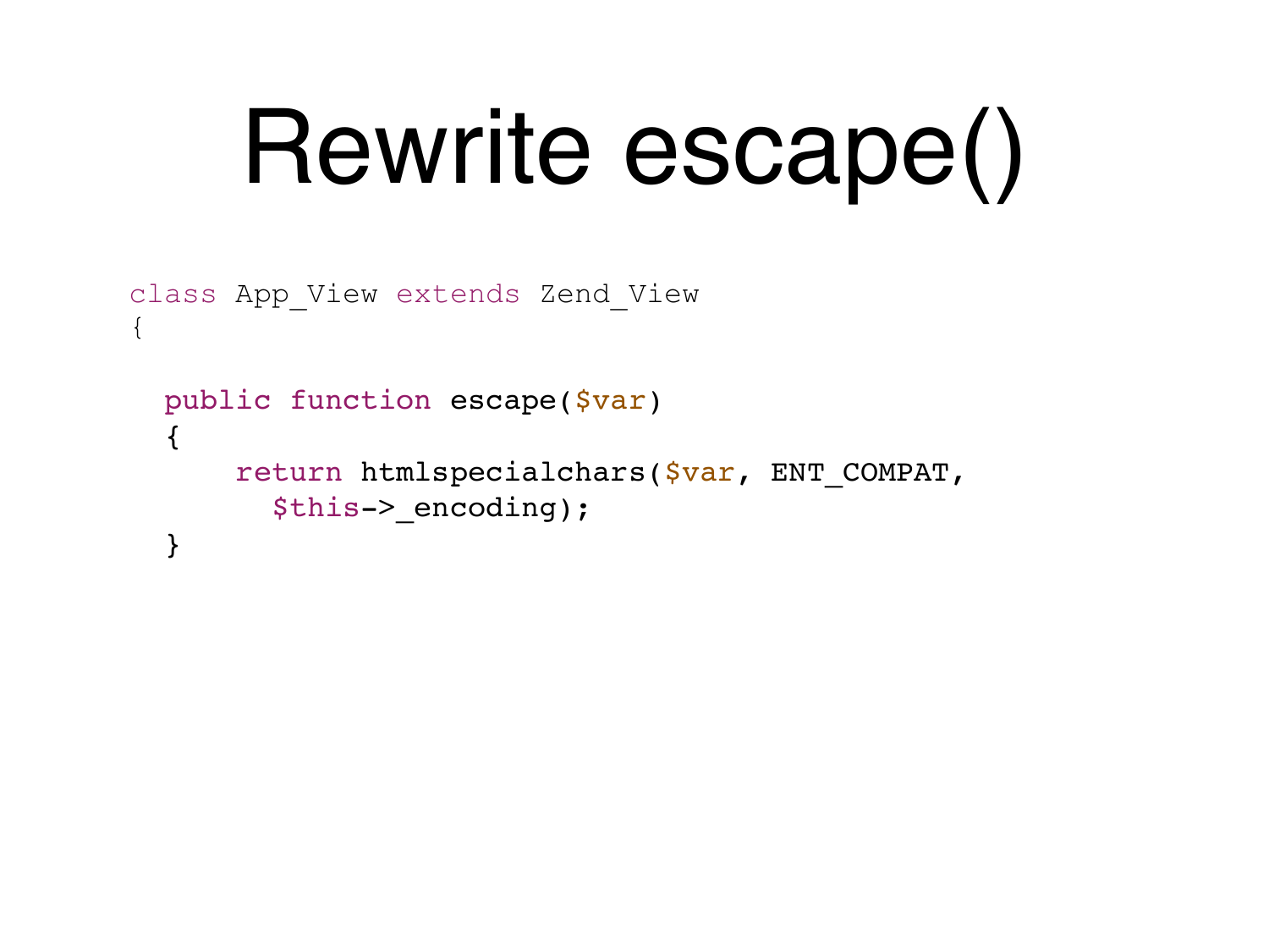# Rewrite escape()

```
class App_View extends Zend_View
{

  public function escape($var)
  {
      return htmlspecialchars($var, ENT_COMPAT,
        $this->_encoding);
  }
```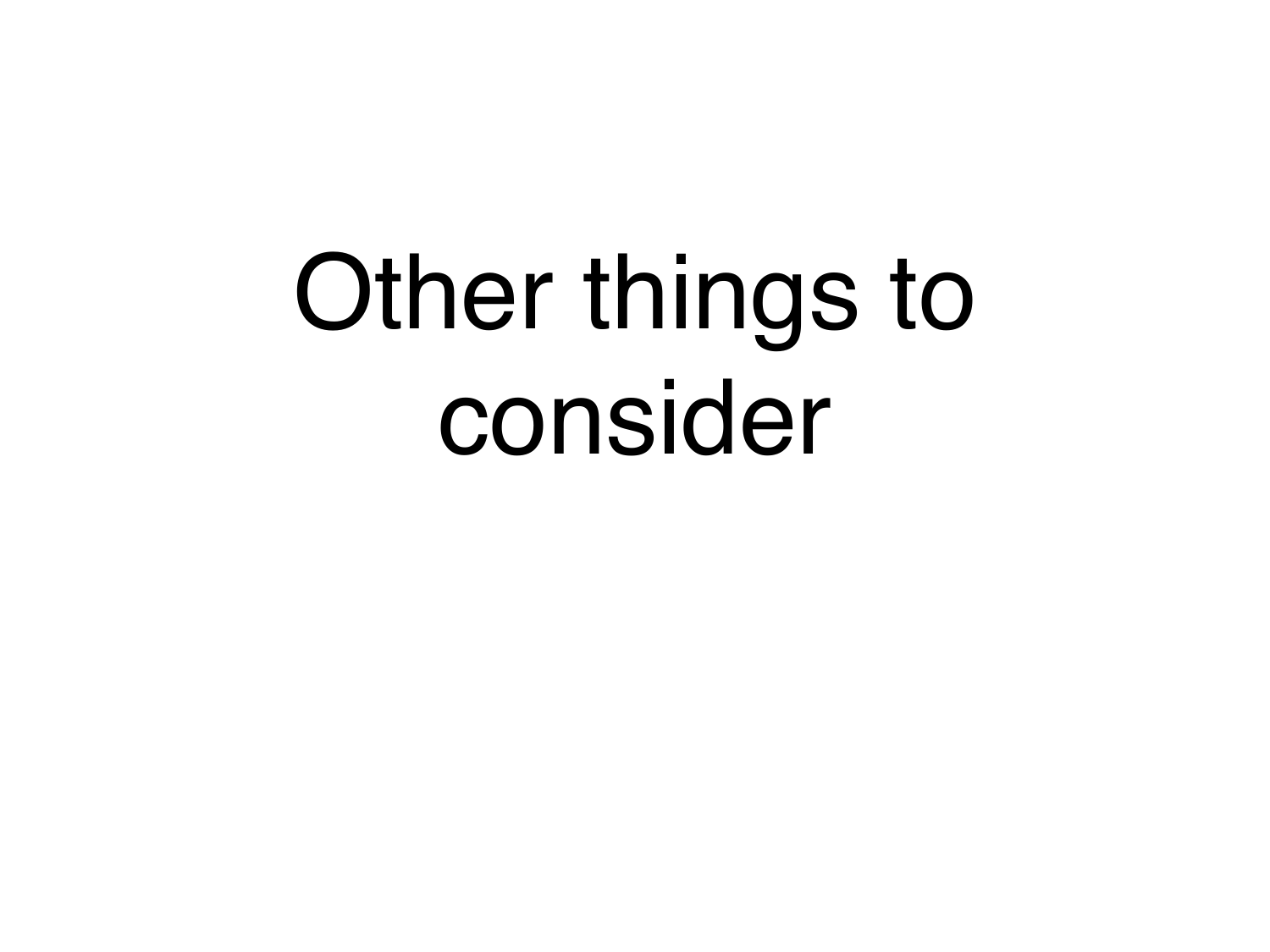# Other things to consider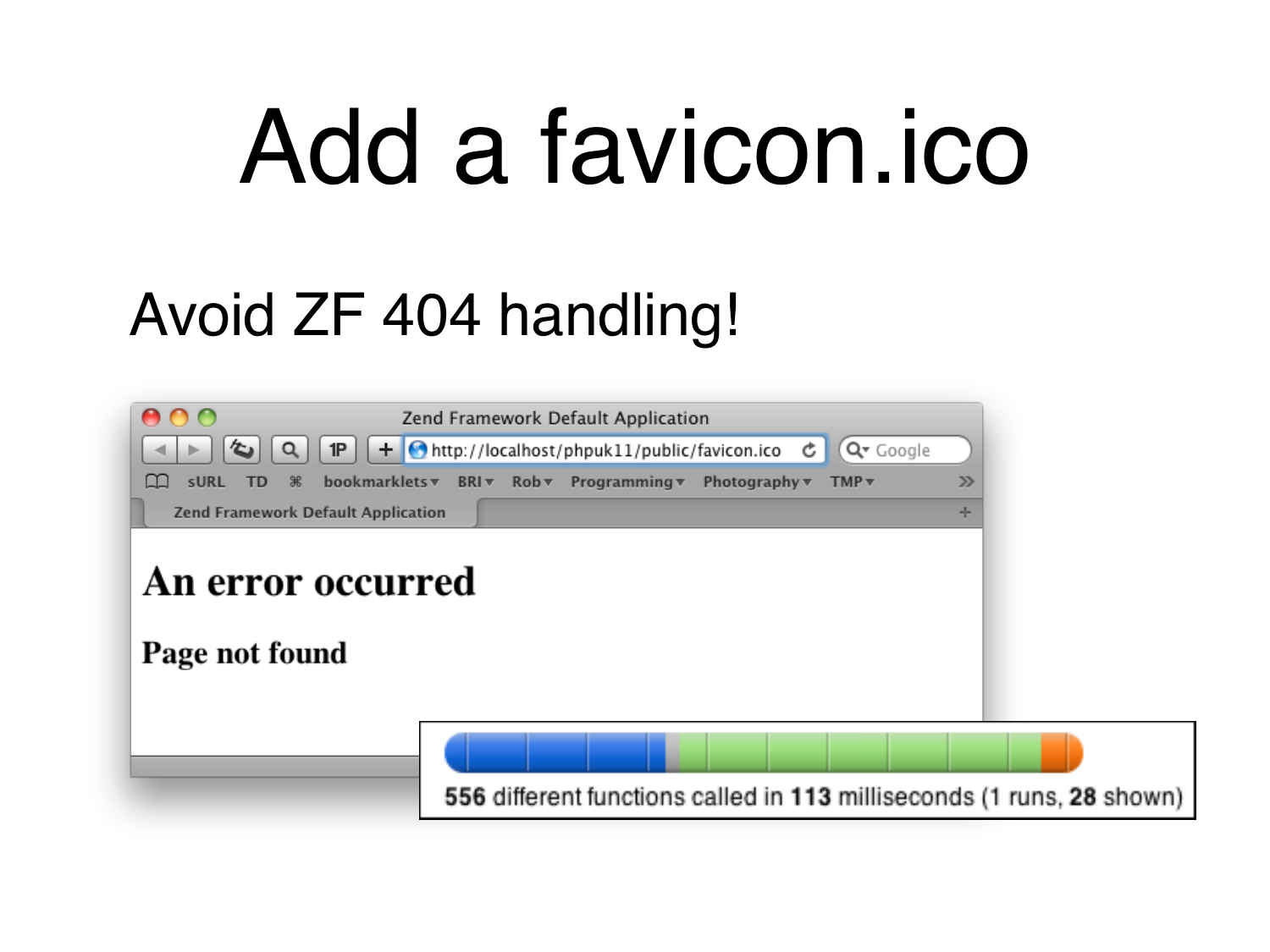# Add a favicon.ico

Avoid ZF 404 handling!

Zend Framework Default Application

http://localhost/phpuk11/public/favicon.ico

## An error occurred

### Page not found

**556** different functions called in **113** milliseconds (1 runs, **28** shown)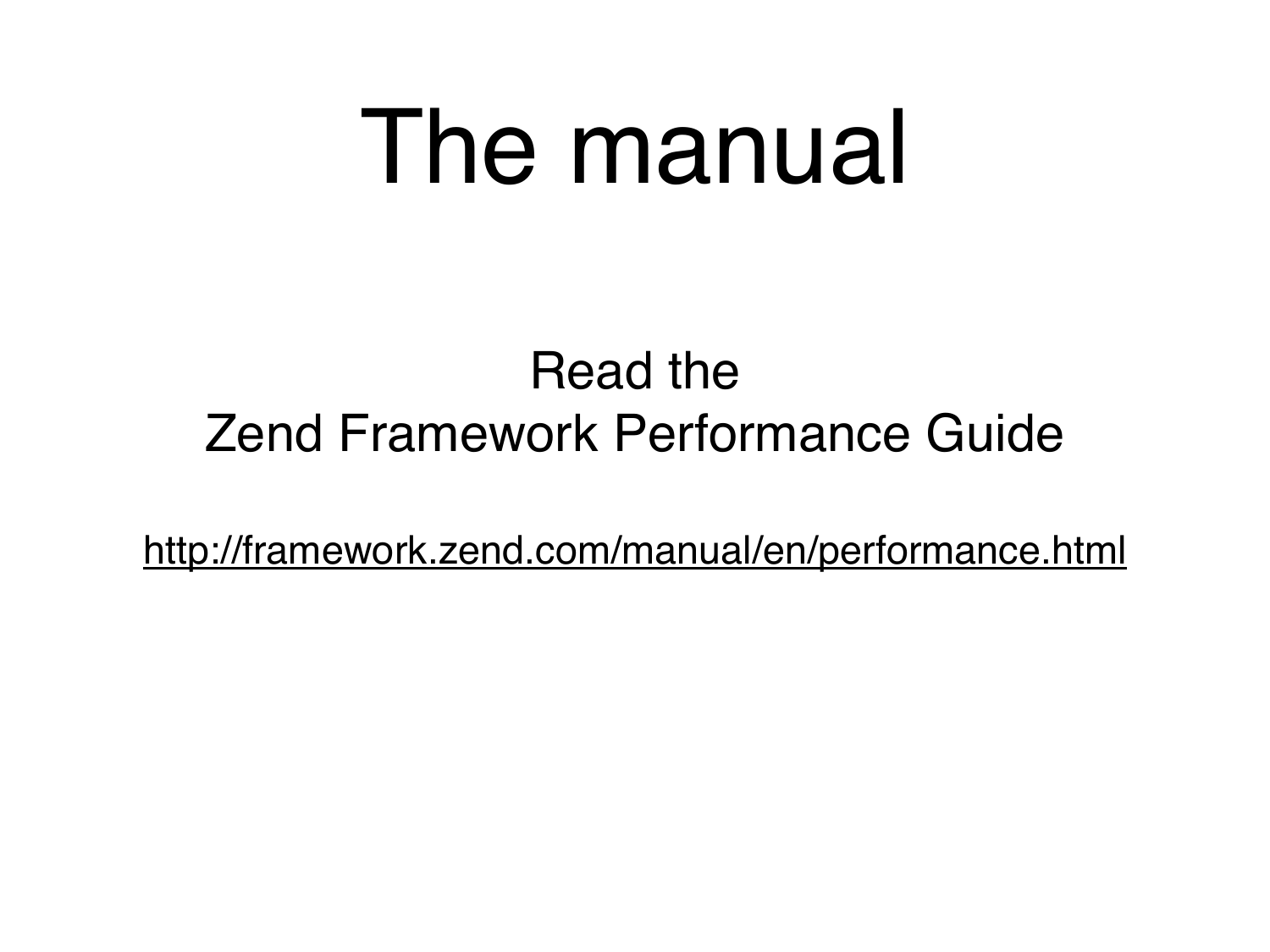# The manual

Read the
Zend Framework Performance Guide

http://framework.zend.com/manual/en/performance.html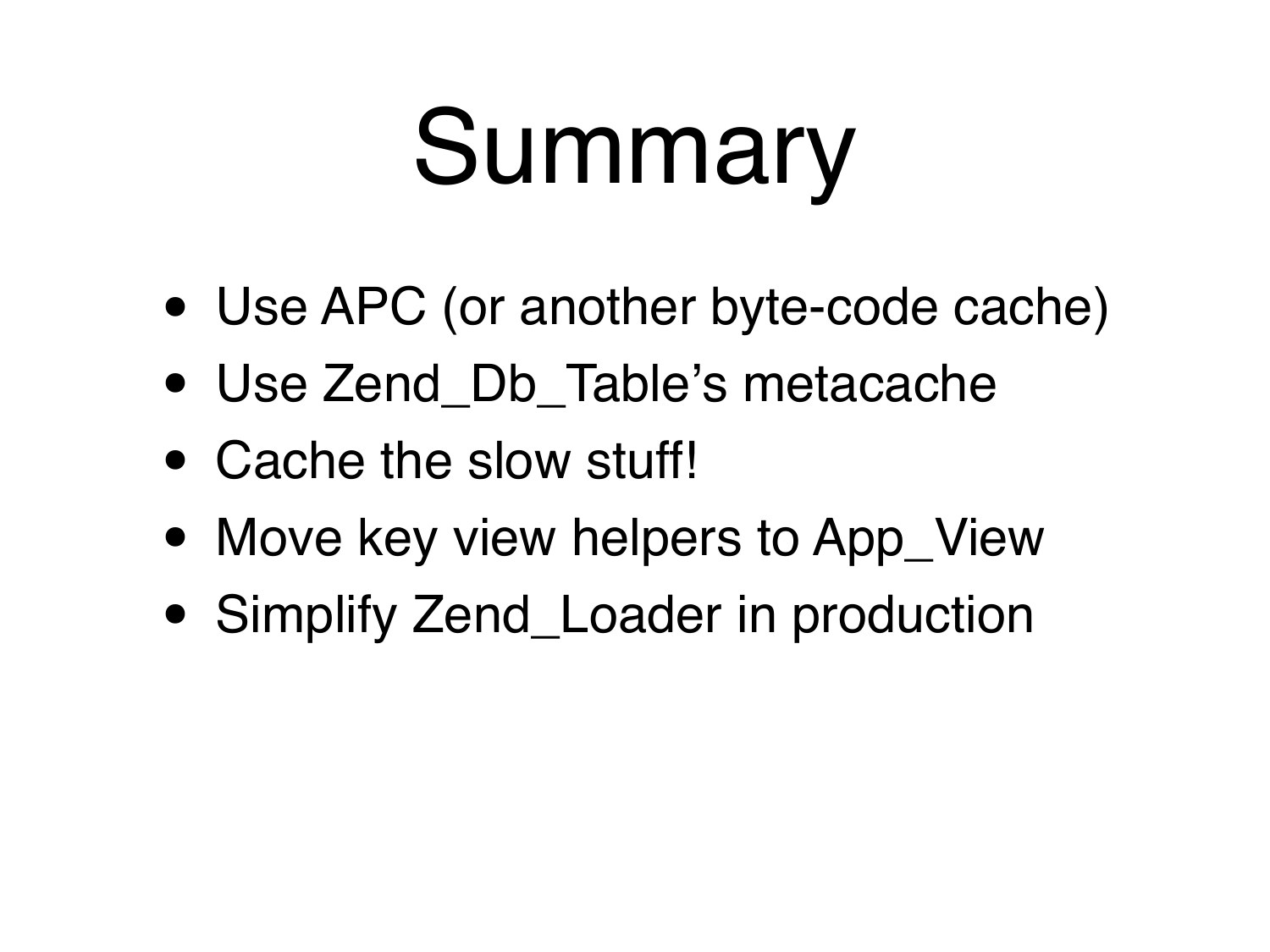# Summary

- Use APC (or another byte-code cache)
- Use Zend_Db_Table's metacache
- Cache the slow stuff!
- Move key view helpers to App_View
- Simplify Zend_Loader in production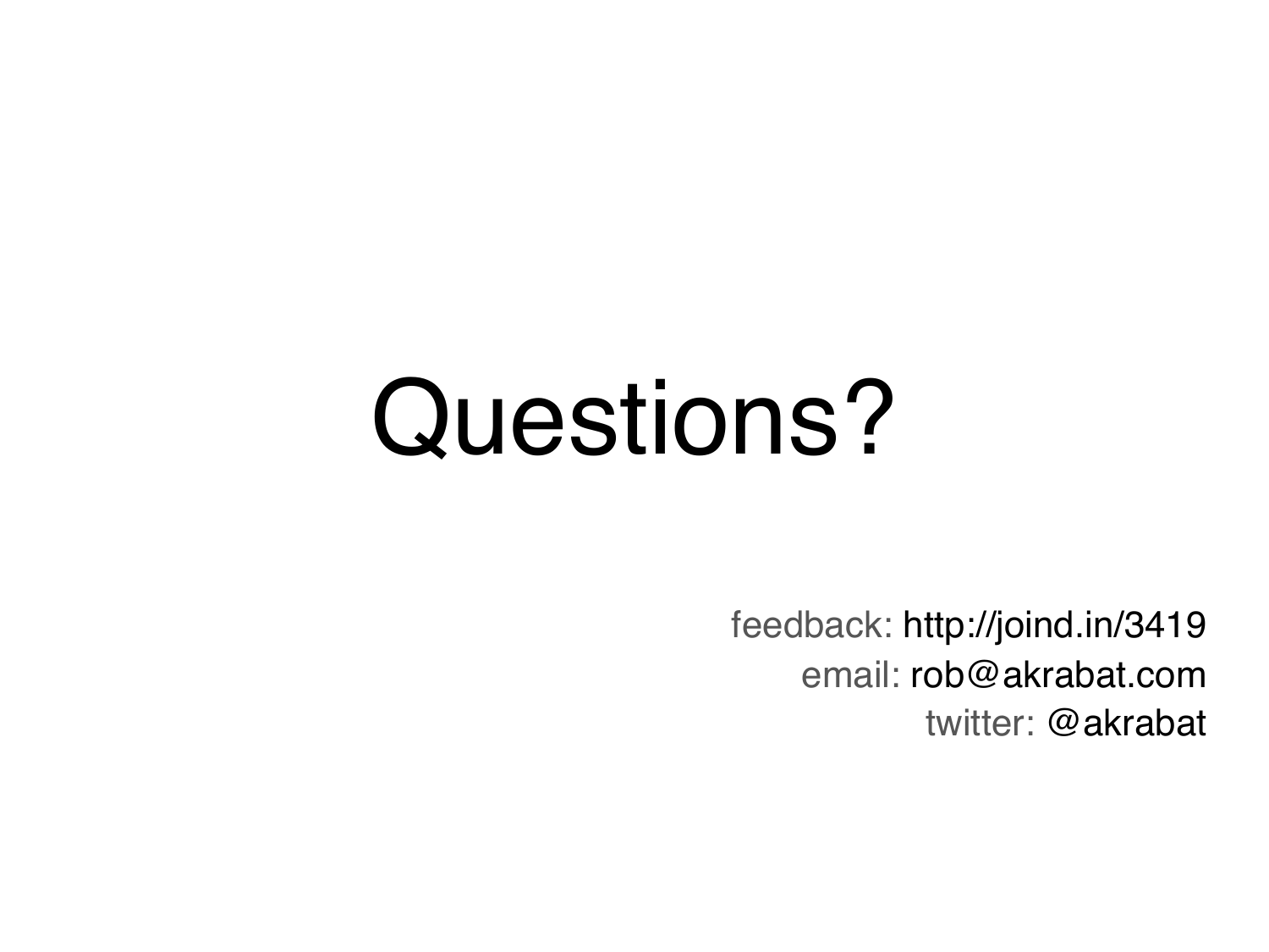# Questions?

feedback: http://joind.in/3419
email: rob@akrabat.com
twitter: @akrabat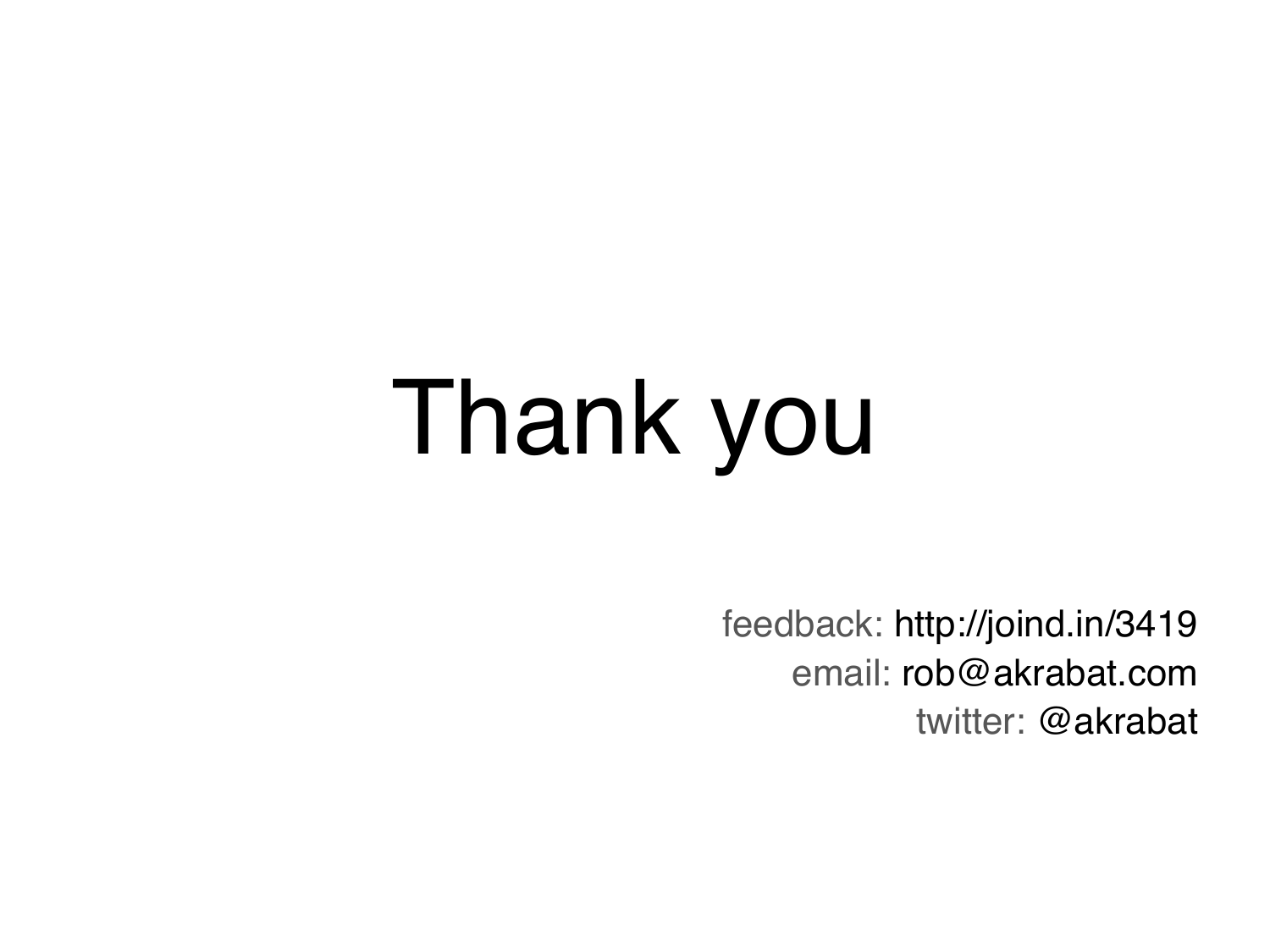# Thank you

feedback: http://joind.in/3419
email: rob@akrabat.com
twitter: @akrabat